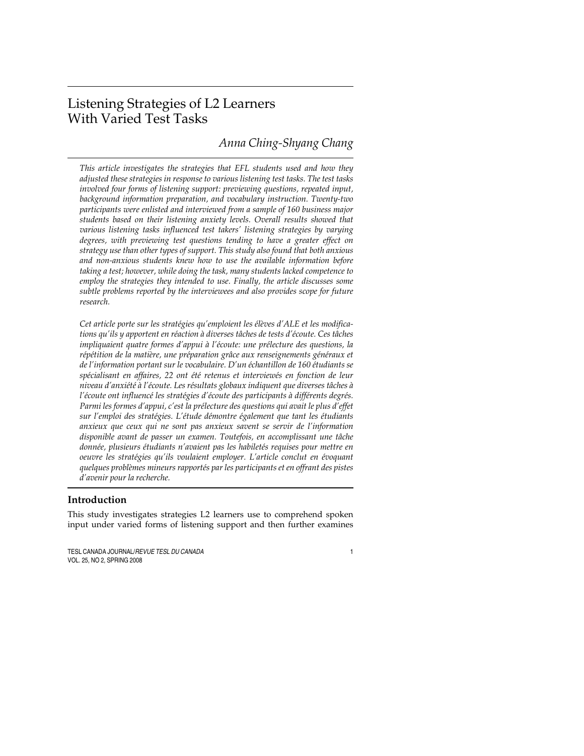# Listening Strategies of L2 Learners With Varied Test Tasks

*Anna Ching-Shyang Chang*

*This article investigates the strategies that EFL students used and how they adjusted these strategies in response to various listening test tasks. The test tasks involved four forms of listening support: previewing questions, repeated input, background information preparation, and vocabulary instruction. Twenty-two participants were enlisted and interviewed from a sample of 160 business major students based on their listening anxiety levels. Overall results showed that various listening tasks influenced test takers' listening strategies by varying degrees, with previewing test questions tending to have a greater effect on strategy use than other types of support. This study also found that both anxious and non-anxious students knew how to use the available information before taking a test; however, while doing the task, many students lacked competence to employ the strategies they intended to use. Finally, the article discusses some subtle problems reported by the interviewees and also provides scope for future research.*

*Cet article porte sur les stratégies qu'emploient les élèves d'ALE et les modifications qu'ils y apportent en réaction à diverses tâches de tests d'écoute. Ces tâches impliquaient quatre formes d'appui à l'écoute: une prélecture des questions, la répétition de la matière, une préparation grâce aux renseignements généraux et de l'information portant sur le vocabulaire. D'un échantillon de 160 étudiants se spécialisant en affaires, 22 ont été retenus et interviewés en fonction de leur niveau d'anxiété à l'écoute. Les résultats globaux indiquent que diverses tâches à l'écoute ont influencé les stratégies d'écoute des participants à différents degrés. Parmi les formes d'appui, c'est la prélecture des questions qui avait le plus d'effet sur l'emploi des stratégies. L'étude démontre également que tant les étudiants anxieux que ceux qui ne sont pas anxieux savent se servir de l'information disponible avant de passer un examen. Toutefois, en accomplissant une tâche donnée, plusieurs étudiants n'avaient pas les habiletés requises pour mettre en oeuvre les stratégies qu'ils voulaient employer. L'article conclut en évoquant quelques problèmes mineurs rapportés par les participants et en offrant des pistes d'avenir pour la recherche.*

## Introduction

This study investigates strategies L2 learners use to comprehend spoken input under varied forms of listening support and then further examines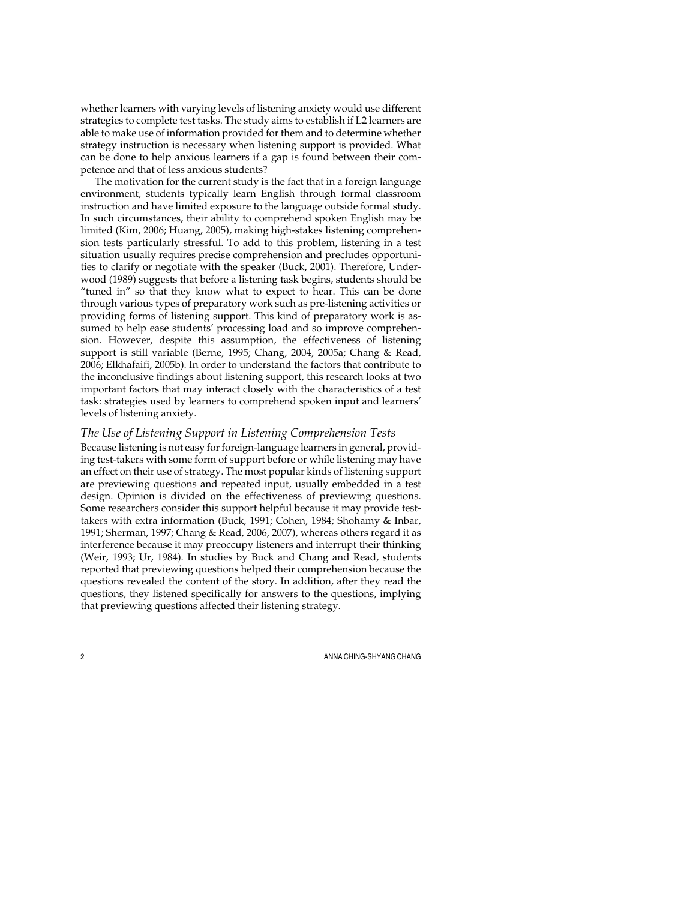whether learners with varying levels of listening anxiety would use different strategies to complete test tasks. The study aims to establish if L2 learners are able to make use of information provided for them and to determine whether strategy instruction is necessary when listening support is provided. What can be done to help anxious learners if a gap is found between their competence and that of less anxious students?

The motivation for the current study is the fact that in a foreign language environment, students typically learn English through formal classroom instruction and have limited exposure to the language outside formal study. In such circumstances, their ability to comprehend spoken English may be limited (Kim, 2006; Huang, 2005), making high-stakes listening comprehension tests particularly stressful. To add to this problem, listening in a test situation usually requires precise comprehension and precludes opportunities to clarify or negotiate with the speaker (Buck, 2001). Therefore, Underwood (1989) suggests that before a listening task begins, students should be "tuned in" so that they know what to expect to hear. This can be done through various types of preparatory work such as pre-listening activities or providing forms of listening support. This kind of preparatory work is assumed to help ease students' processing load and so improve comprehension. However, despite this assumption, the effectiveness of listening support is still variable (Berne, 1995; Chang, 2004, 2005a; Chang & Read, 2006; Elkhafaifi, 2005b). In order to understand the factors that contribute to the inconclusive findings about listening support, this research looks at two important factors that may interact closely with the characteristics of a test task: strategies used by learners to comprehend spoken input and learners' levels of listening anxiety.

### *The Use of Listening Support in Listening Comprehension Tests*

Because listening is not easy for foreign-language learners in general, providing test-takers with some form of support before or while listening may have an effect on their use of strategy. The most popular kinds of listening support are previewing questions and repeated input, usually embedded in a test design. Opinion is divided on the effectiveness of previewing questions. Some researchers consider this support helpful because it may provide test-takers with extra information (Buck, 1991; Cohen, 1984; Shohamy & Inbar, 1991; Sherman, 1997; Chang & Read, 2006, 2007), whereas others regard it as interference because it may preoccupy listeners and interrupt their thinking (Weir, 1993; Ur, 1984). In studies by Buck and Chang and Read, students reported that previewing questions helped their comprehension because the questions revealed the content of the story. In addition, after they read the questions, they listened specifically for answers to the questions, implying that previewing questions affected their listening strategy.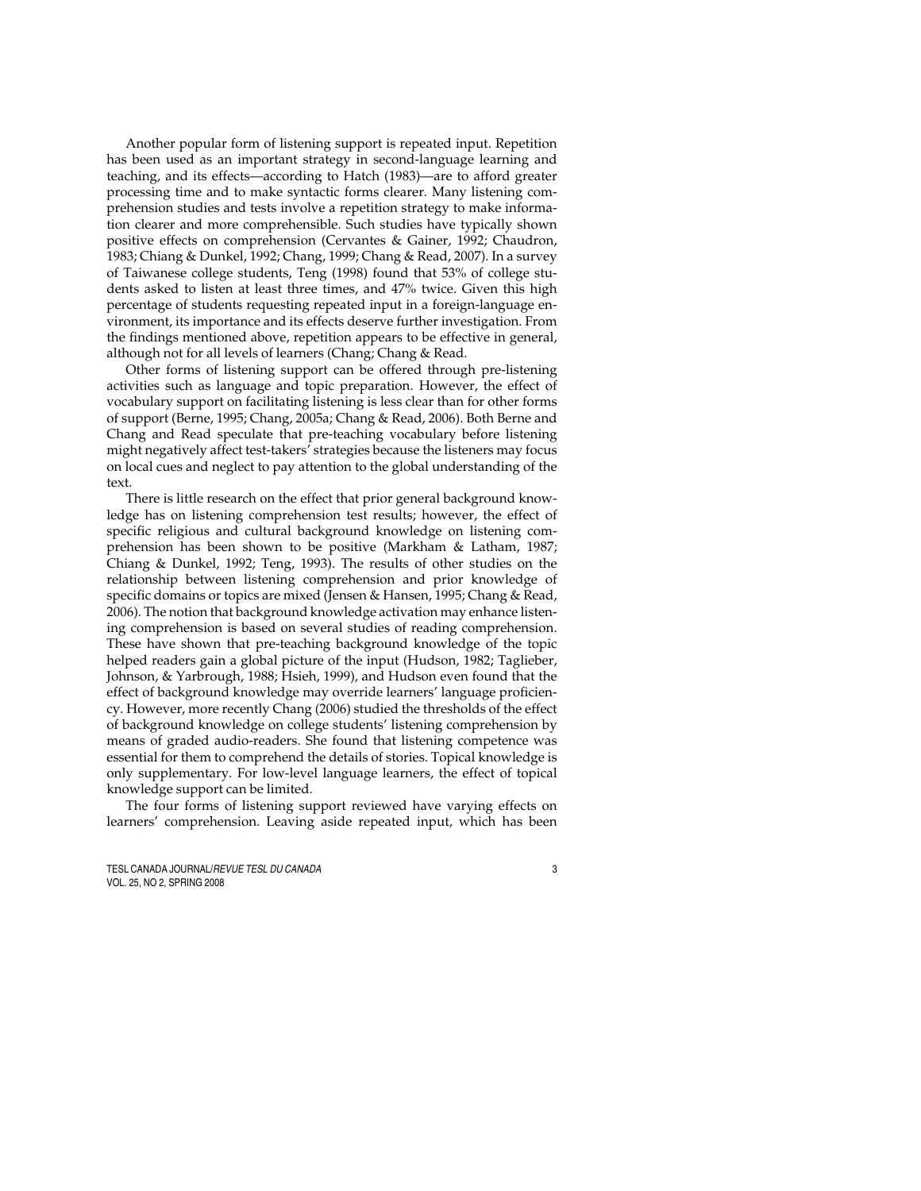Another popular form of listening support is repeated input. Repetition has been used as an important strategy in second-language learning and teaching, and its effects—according to Hatch (1983)—are to afford greater processing time and to make syntactic forms clearer. Many listening comprehension studies and tests involve a repetition strategy to make information clearer and more comprehensible. Such studies have typically shown positive effects on comprehension (Cervantes & Gainer, 1992; Chaudron, 1983; Chiang & Dunkel, 1992; Chang, 1999; Chang & Read, 2007). In a survey of Taiwanese college students, Teng (1998) found that 53% of college students asked to listen at least three times, and 47% twice. Given this high percentage of students requesting repeated input in a foreign-language environment, its importance and its effects deserve further investigation. From the findings mentioned above, repetition appears to be effective in general, although not for all levels of learners (Chang; Chang & Read.

Other forms of listening support can be offered through pre-listening activities such as language and topic preparation. However, the effect of vocabulary support on facilitating listening is less clear than for other forms of support (Berne, 1995; Chang, 2005a; Chang & Read, 2006). Both Berne and Chang and Read speculate that pre-teaching vocabulary before listening might negatively affect test-takers' strategies because the listeners may focus on local cues and neglect to pay attention to the global understanding of the text.

There is little research on the effect that prior general background knowledge has on listening comprehension test results; however, the effect of specific religious and cultural background knowledge on listening comprehension has been shown to be positive (Markham & Latham, 1987; Chiang & Dunkel, 1992; Teng, 1993). The results of other studies on the relationship between listening comprehension and prior knowledge of specific domains or topics are mixed (Jensen & Hansen, 1995; Chang & Read, 2006). The notion that background knowledge activation may enhance listening comprehension is based on several studies of reading comprehension. These have shown that pre-teaching background knowledge of the topic helped readers gain a global picture of the input (Hudson, 1982; Taglieber, Johnson, & Yarbrough, 1988; Hsieh, 1999), and Hudson even found that the effect of background knowledge may override learners' language proficiency. However, more recently Chang (2006) studied the thresholds of the effect of background knowledge on college students' listening comprehension by means of graded audio-readers. She found that listening competence was essential for them to comprehend the details of stories. Topical knowledge is only supplementary. For low-level language learners, the effect of topical knowledge support can be limited.

The four forms of listening support reviewed have varying effects on learners' comprehension. Leaving aside repeated input, which has been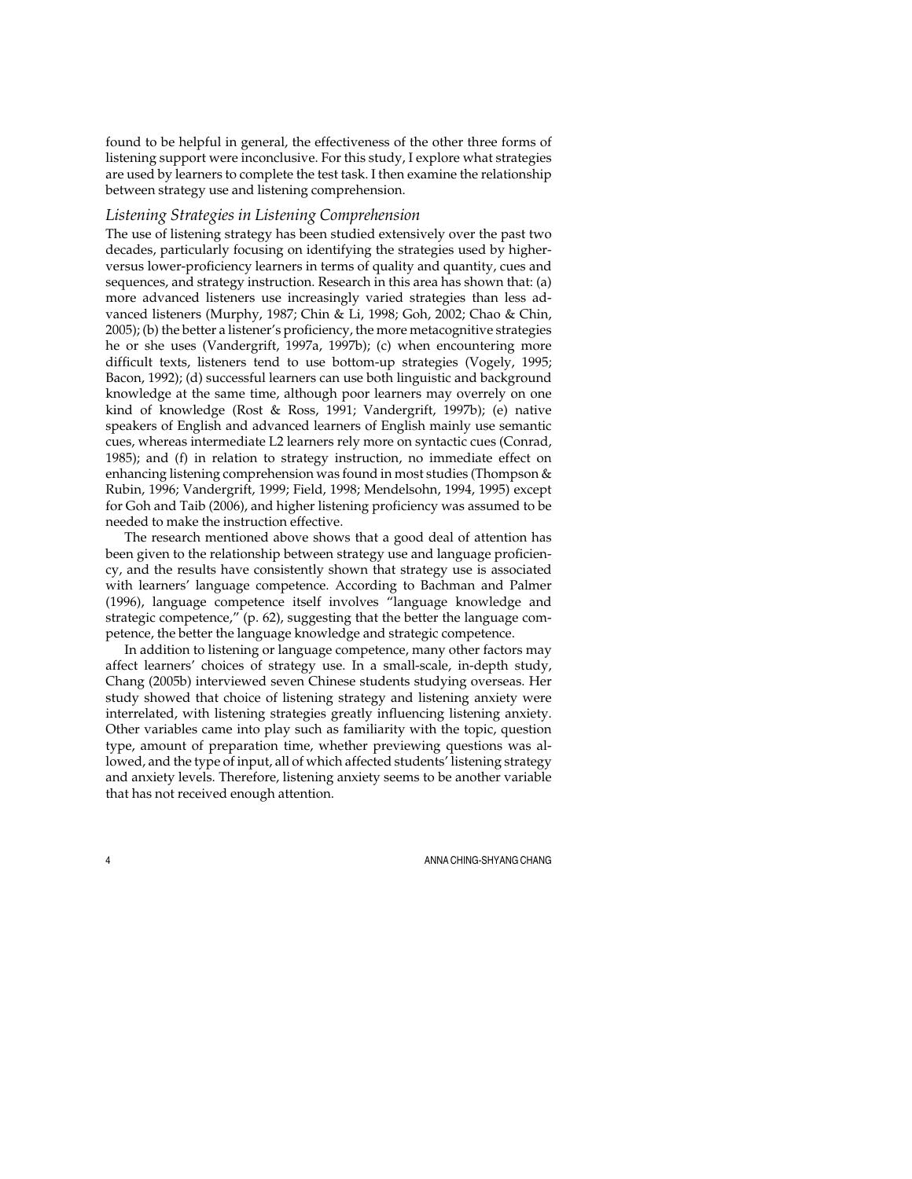found to be helpful in general, the effectiveness of the other three forms of listening support were inconclusive. For this study, I explore what strategies are used by learners to complete the test task. I then examine the relationship between strategy use and listening comprehension.

### *Listening Strategies in Listening Comprehension*

The use of listening strategy has been studied extensively over the past two decades, particularly focusing on identifying the strategies used by higher- versus lower-proficiency learners in terms of quality and quantity, cues and sequences, and strategy instruction. Research in this area has shown that: (a) more advanced listeners use increasingly varied strategies than less advanced listeners (Murphy, 1987; Chin & Li, 1998; Goh, 2002; Chao & Chin, 2005); (b) the better a listener's proficiency, the more metacognitive strategies he or she uses (Vandergrift, 1997a, 1997b); (c) when encountering more difficult texts, listeners tend to use bottom-up strategies (Vogely, 1995; Bacon, 1992); (d) successful learners can use both linguistic and background knowledge at the same time, although poor learners may overrely on one kind of knowledge (Rost & Ross, 1991; Vandergrift, 1997b); (e) native speakers of English and advanced learners of English mainly use semantic cues, whereas intermediate L2 learners rely more on syntactic cues (Conrad, 1985); and (f) in relation to strategy instruction, no immediate effect on enhancing listening comprehension was found in most studies (Thompson & Rubin, 1996; Vandergrift, 1999; Field, 1998; Mendelsohn, 1994, 1995) except for Goh and Taib (2006), and higher listening proficiency was assumed to be needed to make the instruction effective.

The research mentioned above shows that a good deal of attention has been given to the relationship between strategy use and language proficiency, and the results have consistently shown that strategy use is associated with learners' language competence. According to Bachman and Palmer (1996), language competence itself involves "language knowledge and strategic competence," (p. 62), suggesting that the better the language competence, the better the language knowledge and strategic competence.

In addition to listening or language competence, many other factors may affect learners' choices of strategy use. In a small-scale, in-depth study, Chang (2005b) interviewed seven Chinese students studying overseas. Her study showed that choice of listening strategy and listening anxiety were interrelated, with listening strategies greatly influencing listening anxiety. Other variables came into play such as familiarity with the topic, question type, amount of preparation time, whether previewing questions was allowed, and the type of input, all of which affected students' listening strategy and anxiety levels. Therefore, listening anxiety seems to be another variable that has not received enough attention.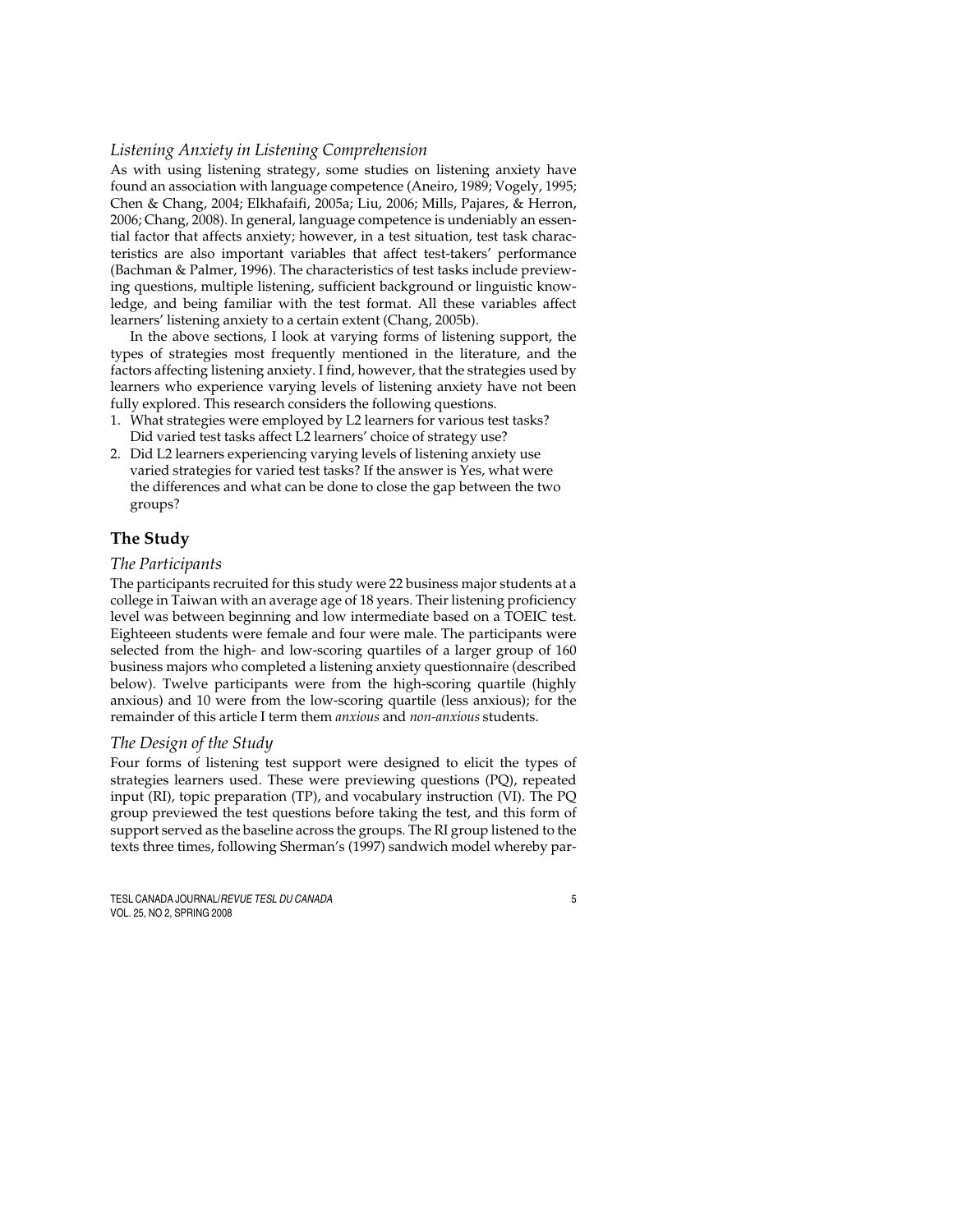### *Listening Anxiety in Listening Comprehension*

As with using listening strategy, some studies on listening anxiety have found an association with language competence (Aneiro, 1989; Vogely, 1995; Chen & Chang, 2004; Elkhafaifi, 2005a; Liu, 2006; Mills, Pajares, & Herron, 2006; Chang, 2008). In general, language competence is undeniably an essential factor that affects anxiety; however, in a test situation, test task characteristics are also important variables that affect test-takers' performance (Bachman & Palmer, 1996). The characteristics of test tasks include previewing questions, multiple listening, sufficient background or linguistic knowledge, and being familiar with the test format. All these variables affect learners' listening anxiety to a certain extent (Chang, 2005b).

In the above sections, I look at varying forms of listening support, the types of strategies most frequently mentioned in the literature, and the factors affecting listening anxiety. I find, however, that the strategies used by learners who experience varying levels of listening anxiety have not been fully explored. This research considers the following questions.

1. What strategies were employed by L2 learners for various test tasks? Did varied test tasks affect L2 learners' choice of strategy use?
2. Did L2 learners experiencing varying levels of listening anxiety use varied strategies for varied test tasks? If the answer is Yes, what were the differences and what can be done to close the gap between the two groups?

## The Study

### *The Participants*

The participants recruited for this study were 22 business major students at a college in Taiwan with an average age of 18 years. Their listening proficiency level was between beginning and low intermediate based on a TOEIC test. Eighteeen students were female and four were male. The participants were selected from the high- and low-scoring quartiles of a larger group of 160 business majors who completed a listening anxiety questionnaire (described below). Twelve participants were from the high-scoring quartile (highly anxious) and 10 were from the low-scoring quartile (less anxious); for the remainder of this article I term them *anxious* and *non-anxious* students.

### *The Design of the Study*

Four forms of listening test support were designed to elicit the types of strategies learners used. These were previewing questions (PQ), repeated input (RI), topic preparation (TP), and vocabulary instruction (VI). The PQ group previewed the test questions before taking the test, and this form of support served as the baseline across the groups. The RI group listened to the texts three times, following Sherman's (1997) sandwich model whereby par-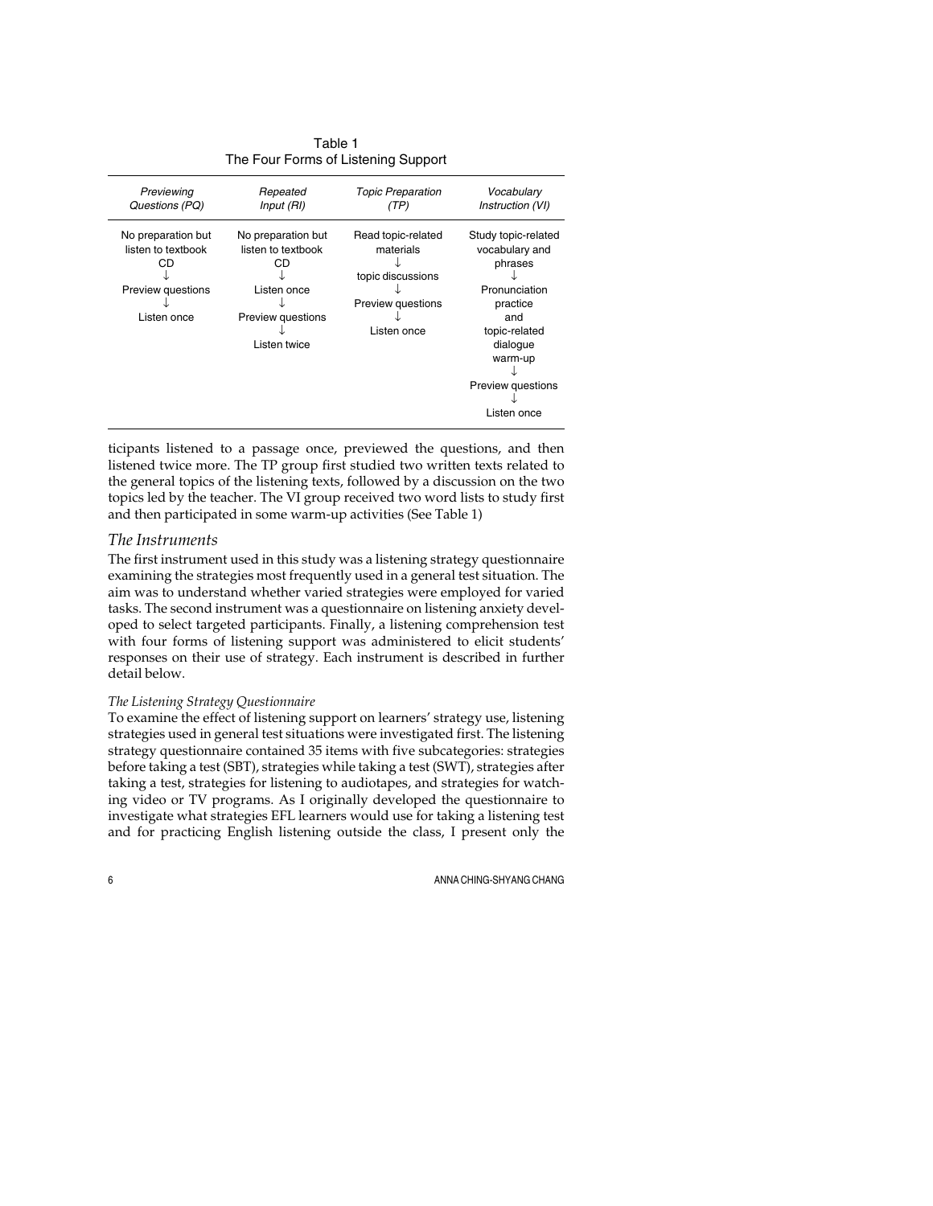Table 1
The Four Forms of Listening Support

| *Previewing Questions (PQ)* | *Repeated Input (RI)* | *Topic Preparation (TP)* | *Vocabulary Instruction (VI)* |
|---|---|---|---|
| No preparation but listen to textbook CD ↓ Preview questions ↓ Listen once | No preparation but listen to textbook CD ↓ Listen once ↓ Preview questions ↓ Listen twice | Read topic-related materials ↓ topic discussions ↓ Preview questions ↓ Listen once | Study topic-related vocabulary and phrases ↓ Pronunciation practice and topic-related dialogue warm-up ↓ Preview questions ↓ Listen once |

ticipants listened to a passage once, previewed the questions, and then listened twice more. The TP group first studied two written texts related to the general topics of the listening texts, followed by a discussion on the two topics led by the teacher. The VI group received two word lists to study first and then participated in some warm-up activities (See Table 1)

## *The Instruments*

The first instrument used in this study was a listening strategy questionnaire examining the strategies most frequently used in a general test situation. The aim was to understand whether varied strategies were employed for varied tasks. The second instrument was a questionnaire on listening anxiety developed to select targeted participants. Finally, a listening comprehension test with four forms of listening support was administered to elicit students' responses on their use of strategy. Each instrument is described in further detail below.

### *The Listening Strategy Questionnaire*

To examine the effect of listening support on learners' strategy use, listening strategies used in general test situations were investigated first. The listening strategy questionnaire contained 35 items with five subcategories: strategies before taking a test (SBT), strategies while taking a test (SWT), strategies after taking a test, strategies for listening to audiotapes, and strategies for watching video or TV programs. As I originally developed the questionnaire to investigate what strategies EFL learners would use for taking a listening test and for practicing English listening outside the class, I present only the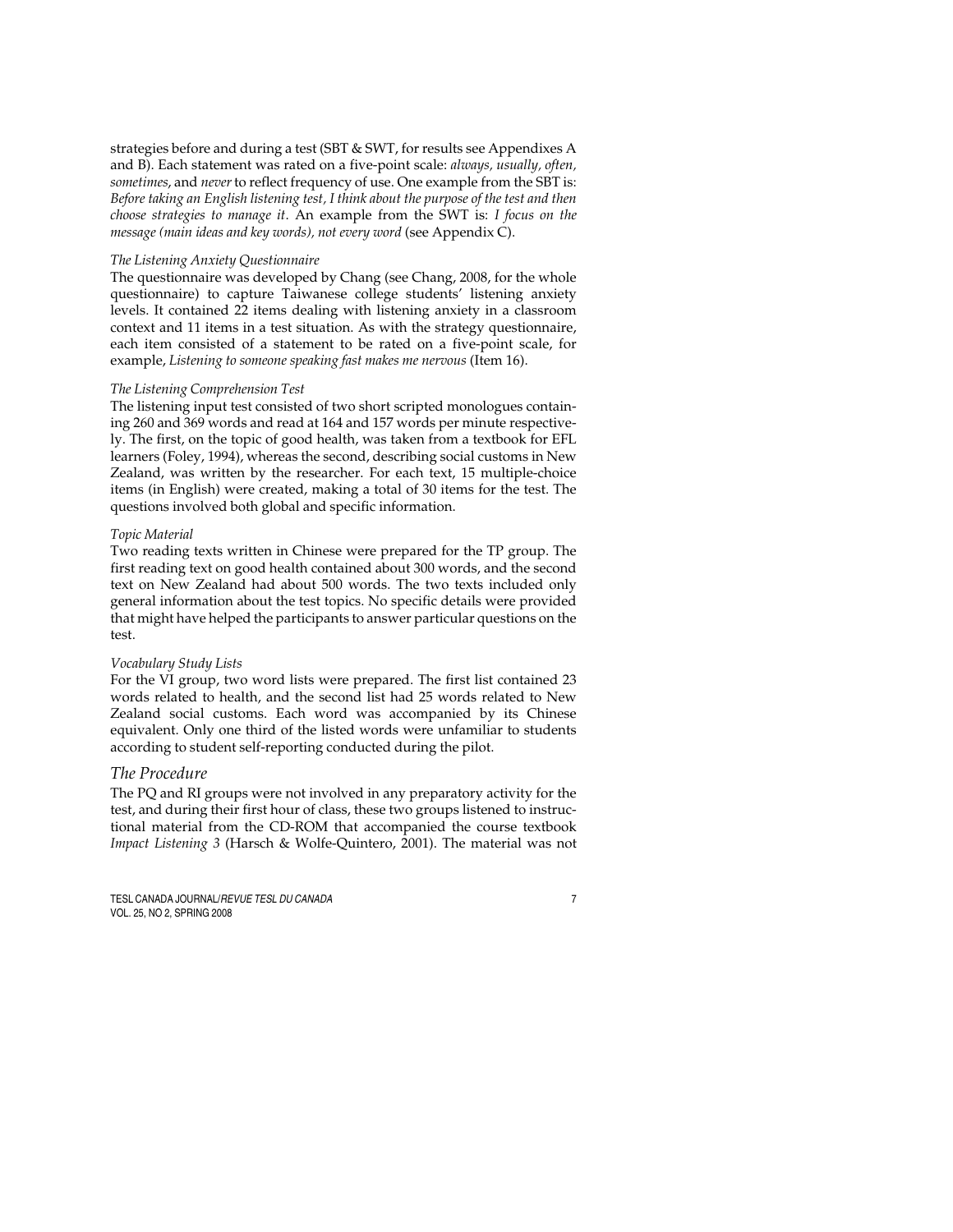strategies before and during a test (SBT & SWT, for results see Appendixes A and B). Each statement was rated on a five-point scale: *always, usually, often, sometimes*, and *never* to reflect frequency of use. One example from the SBT is: *Before taking an English listening test, I think about the purpose of the test and then choose strategies to manage it*. An example from the SWT is: *I focus on the message (main ideas and key words), not every word* (see Appendix C).

#### *The Listening Anxiety Questionnaire*

The questionnaire was developed by Chang (see Chang, 2008, for the whole questionnaire) to capture Taiwanese college students' listening anxiety levels. It contained 22 items dealing with listening anxiety in a classroom context and 11 items in a test situation. As with the strategy questionnaire, each item consisted of a statement to be rated on a five-point scale, for example, *Listening to someone speaking fast makes me nervous* (Item 16).

#### *The Listening Comprehension Test*

The listening input test consisted of two short scripted monologues containing 260 and 369 words and read at 164 and 157 words per minute respectively. The first, on the topic of good health, was taken from a textbook for EFL learners (Foley, 1994), whereas the second, describing social customs in New Zealand, was written by the researcher. For each text, 15 multiple-choice items (in English) were created, making a total of 30 items for the test. The questions involved both global and specific information.

#### *Topic Material*

Two reading texts written in Chinese were prepared for the TP group. The first reading text on good health contained about 300 words, and the second text on New Zealand had about 500 words. The two texts included only general information about the test topics. No specific details were provided that might have helped the participants to answer particular questions on the test.

#### *Vocabulary Study Lists*

For the VI group, two word lists were prepared. The first list contained 23 words related to health, and the second list had 25 words related to New Zealand social customs. Each word was accompanied by its Chinese equivalent. Only one third of the listed words were unfamiliar to students according to student self-reporting conducted during the pilot.

### *The Procedure*

The PQ and RI groups were not involved in any preparatory activity for the test, and during their first hour of class, these two groups listened to instructional material from the CD-ROM that accompanied the course textbook *Impact Listening 3* (Harsch & Wolfe-Quintero, 2001). The material was not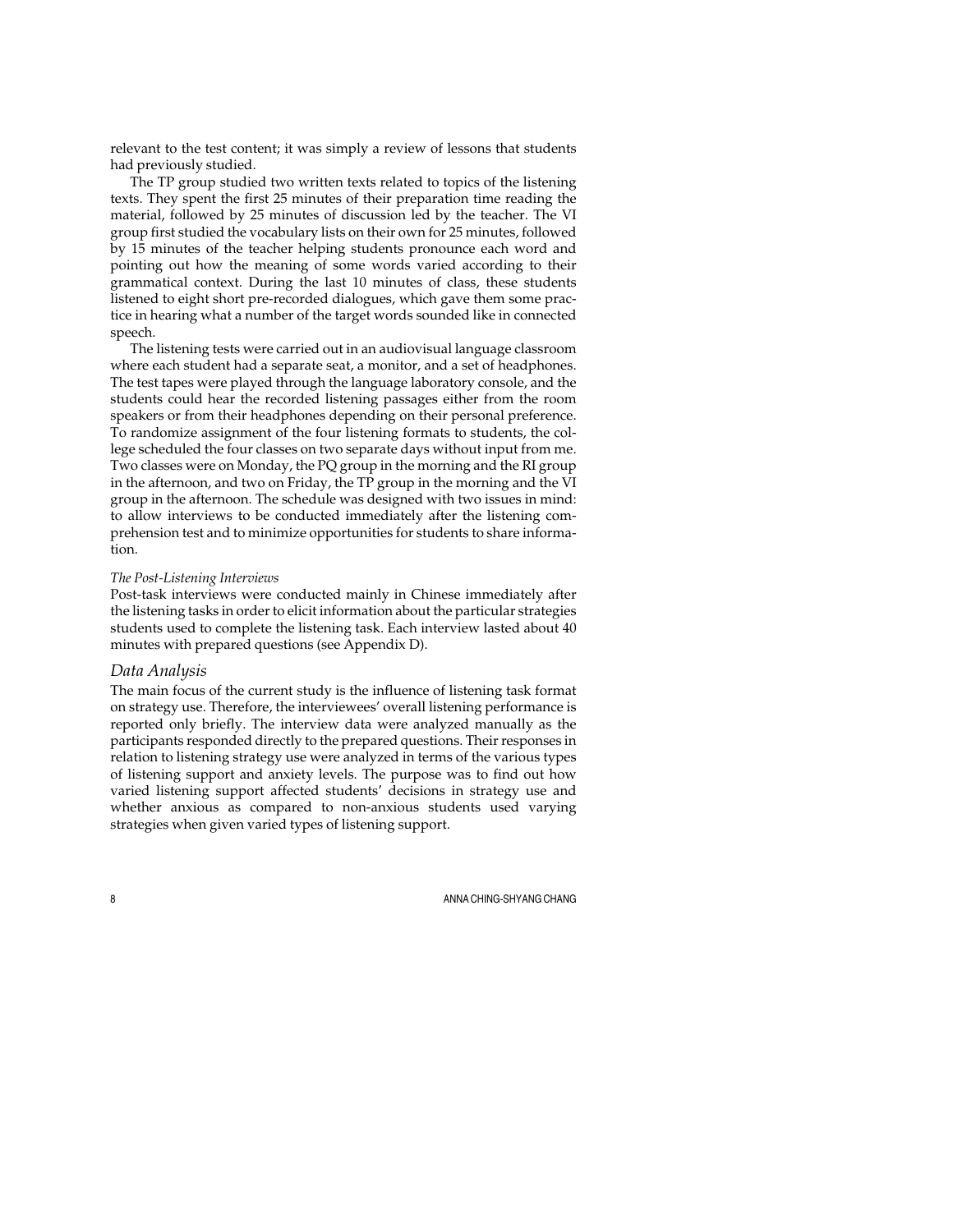relevant to the test content; it was simply a review of lessons that students had previously studied.

The TP group studied two written texts related to topics of the listening texts. They spent the first 25 minutes of their preparation time reading the material, followed by 25 minutes of discussion led by the teacher. The VI group first studied the vocabulary lists on their own for 25 minutes, followed by 15 minutes of the teacher helping students pronounce each word and pointing out how the meaning of some words varied according to their grammatical context. During the last 10 minutes of class, these students listened to eight short pre-recorded dialogues, which gave them some practice in hearing what a number of the target words sounded like in connected speech.

The listening tests were carried out in an audiovisual language classroom where each student had a separate seat, a monitor, and a set of headphones. The test tapes were played through the language laboratory console, and the students could hear the recorded listening passages either from the room speakers or from their headphones depending on their personal preference. To randomize assignment of the four listening formats to students, the college scheduled the four classes on two separate days without input from me. Two classes were on Monday, the PQ group in the morning and the RI group in the afternoon, and two on Friday, the TP group in the morning and the VI group in the afternoon. The schedule was designed with two issues in mind: to allow interviews to be conducted immediately after the listening comprehension test and to minimize opportunities for students to share information.

*The Post-Listening Interviews*

Post-task interviews were conducted mainly in Chinese immediately after the listening tasks in order to elicit information about the particular strategies students used to complete the listening task. Each interview lasted about 40 minutes with prepared questions (see Appendix D).

## *Data Analysis*

The main focus of the current study is the influence of listening task format on strategy use. Therefore, the interviewees' overall listening performance is reported only briefly. The interview data were analyzed manually as the participants responded directly to the prepared questions. Their responses in relation to listening strategy use were analyzed in terms of the various types of listening support and anxiety levels. The purpose was to find out how varied listening support affected students' decisions in strategy use and whether anxious as compared to non-anxious students used varying strategies when given varied types of listening support.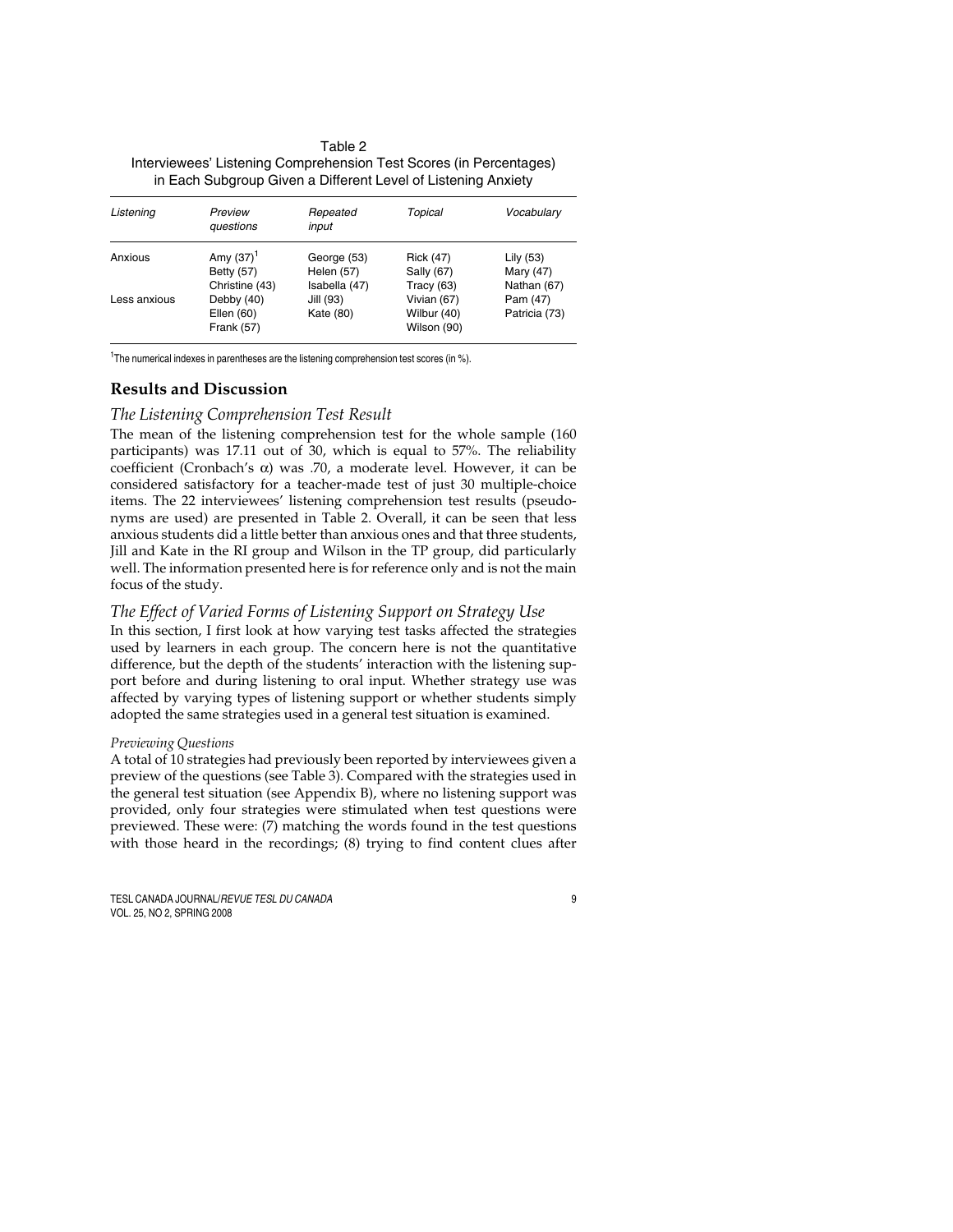Table 2
Interviewees' Listening Comprehension Test Scores (in Percentages) in Each Subgroup Given a Different Level of Listening Anxiety

| Listening | Preview questions | Repeated input | Topical | Vocabulary |
|---|---|---|---|---|
| Anxious | Amy (37)[1] | George (53) | Rick (47) | Lily (53) |
| | Betty (57) | Helen (57) | Sally (67) | Mary (47) |
| | Christine (43) | Isabella (47) | Tracy (63) | Nathan (67) |
| Less anxious | Debby (40) | Jill (93) | Vivian (67) | Pam (47) |
| | Ellen (60) | Kate (80) | Wilbur (40) | Patricia (73) |
| | Frank (57) | | Wilson (90) | |

[1]The numerical indexes in parentheses are the listening comprehension test scores (in %).

## Results and Discussion

### The Listening Comprehension Test Result

The mean of the listening comprehension test for the whole sample (160 participants) was 17.11 out of 30, which is equal to 57%. The reliability coefficient (Cronbach's $\alpha$) was .70, a moderate level. However, it can be considered satisfactory for a teacher-made test of just 30 multiple-choice items. The 22 interviewees' listening comprehension test results (pseudonyms are used) are presented in Table 2. Overall, it can be seen that less anxious students did a little better than anxious ones and that three students, Jill and Kate in the RI group and Wilson in the TP group, did particularly well. The information presented here is for reference only and is not the main focus of the study.

### The Effect of Varied Forms of Listening Support on Strategy Use

In this section, I first look at how varying test tasks affected the strategies used by learners in each group. The concern here is not the quantitative difference, but the depth of the students' interaction with the listening support before and during listening to oral input. Whether strategy use was affected by varying types of listening support or whether students simply adopted the same strategies used in a general test situation is examined.

*Previewing Questions*

A total of 10 strategies had previously been reported by interviewees given a preview of the questions (see Table 3). Compared with the strategies used in the general test situation (see Appendix B), where no listening support was provided, only four strategies were stimulated when test questions were previewed. These were: (7) matching the words found in the test questions with those heard in the recordings; (8) trying to find content clues after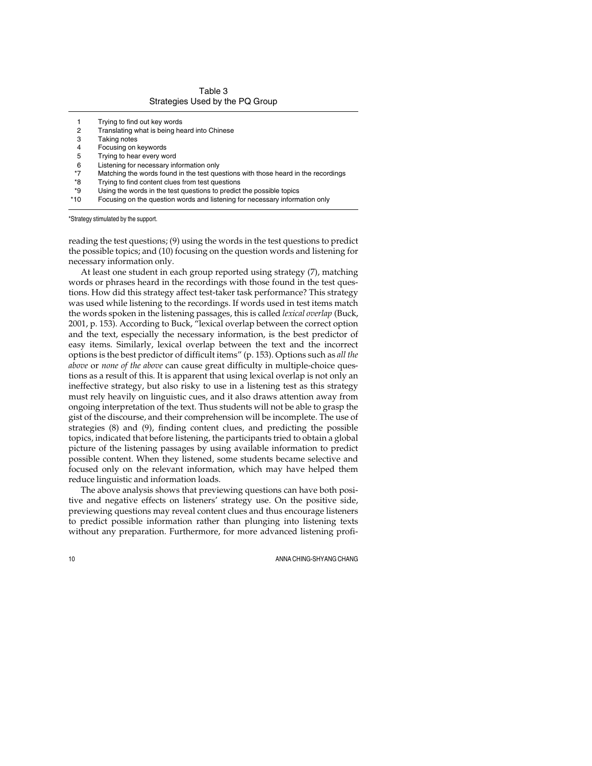Table 3
Strategies Used by the PQ Group

| | |
|---|---|
| 1 | Trying to find out key words |
| 2 | Translating what is being heard into Chinese |
| 3 | Taking notes |
| 4 | Focusing on keywords |
| 5 | Trying to hear every word |
| 6 | Listening for necessary information only |
| *7 | Matching the words found in the test questions with those heard in the recordings |
| *8 | Trying to find content clues from test questions |
| *9 | Using the words in the test questions to predict the possible topics |
| *10 | Focusing on the question words and listening for necessary information only |

*Strategy stimulated by the support.

reading the test questions; (9) using the words in the test questions to predict the possible topics; and (10) focusing on the question words and listening for necessary information only.

At least one student in each group reported using strategy (7), matching words or phrases heard in the recordings with those found in the test questions. How did this strategy affect test-taker task performance? This strategy was used while listening to the recordings. If words used in test items match the words spoken in the listening passages, this is called *lexical overlap* (Buck, 2001, p. 153). According to Buck, "lexical overlap between the correct option and the text, especially the necessary information, is the best predictor of easy items. Similarly, lexical overlap between the text and the incorrect options is the best predictor of difficult items" (p. 153). Options such as *all the above* or *none of the above* can cause great difficulty in multiple-choice questions as a result of this. It is apparent that using lexical overlap is not only an ineffective strategy, but also risky to use in a listening test as this strategy must rely heavily on linguistic cues, and it also draws attention away from ongoing interpretation of the text. Thus students will not be able to grasp the gist of the discourse, and their comprehension will be incomplete. The use of strategies (8) and (9), finding content clues, and predicting the possible topics, indicated that before listening, the participants tried to obtain a global picture of the listening passages by using available information to predict possible content. When they listened, some students became selective and focused only on the relevant information, which may have helped them reduce linguistic and information loads.

The above analysis shows that previewing questions can have both positive and negative effects on listeners' strategy use. On the positive side, previewing questions may reveal content clues and thus encourage listeners to predict possible information rather than plunging into listening texts without any preparation. Furthermore, for more advanced listening profi-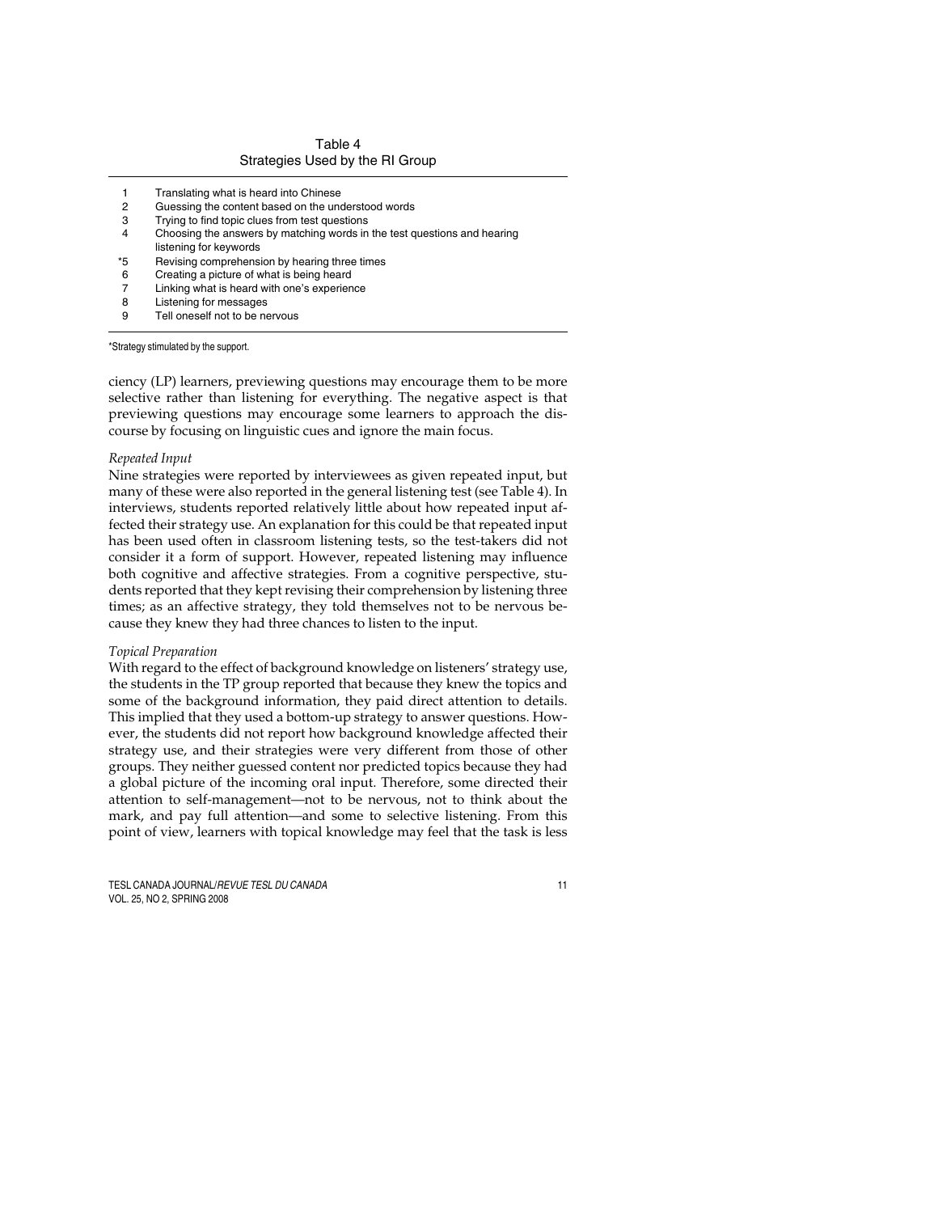Table 4
Strategies Used by the RI Group

| | |
|---|---|
| 1 | Translating what is heard into Chinese |
| 2 | Guessing the content based on the understood words |
| 3 | Trying to find topic clues from test questions |
| 4 | Choosing the answers by matching words in the test questions and hearing listening for keywords |
| *5 | Revising comprehension by hearing three times |
| 6 | Creating a picture of what is being heard |
| 7 | Linking what is heard with one's experience |
| 8 | Listening for messages |
| 9 | Tell oneself not to be nervous |

*Strategy stimulated by the support.

ciency (LP) learners, previewing questions may encourage them to be more selective rather than listening for everything. The negative aspect is that previewing questions may encourage some learners to approach the discourse by focusing on linguistic cues and ignore the main focus.

*Repeated Input*

Nine strategies were reported by interviewees as given repeated input, but many of these were also reported in the general listening test (see Table 4). In interviews, students reported relatively little about how repeated input affected their strategy use. An explanation for this could be that repeated input has been used often in classroom listening tests, so the test-takers did not consider it a form of support. However, repeated listening may influence both cognitive and affective strategies. From a cognitive perspective, students reported that they kept revising their comprehension by listening three times; as an affective strategy, they told themselves not to be nervous because they knew they had three chances to listen to the input.

*Topical Preparation*

With regard to the effect of background knowledge on listeners' strategy use, the students in the TP group reported that because they knew the topics and some of the background information, they paid direct attention to details. This implied that they used a bottom-up strategy to answer questions. However, the students did not report how background knowledge affected their strategy use, and their strategies were very different from those of other groups. They neither guessed content nor predicted topics because they had a global picture of the incoming oral input. Therefore, some directed their attention to self-management—not to be nervous, not to think about the mark, and pay full attention—and some to selective listening. From this point of view, learners with topical knowledge may feel that the task is less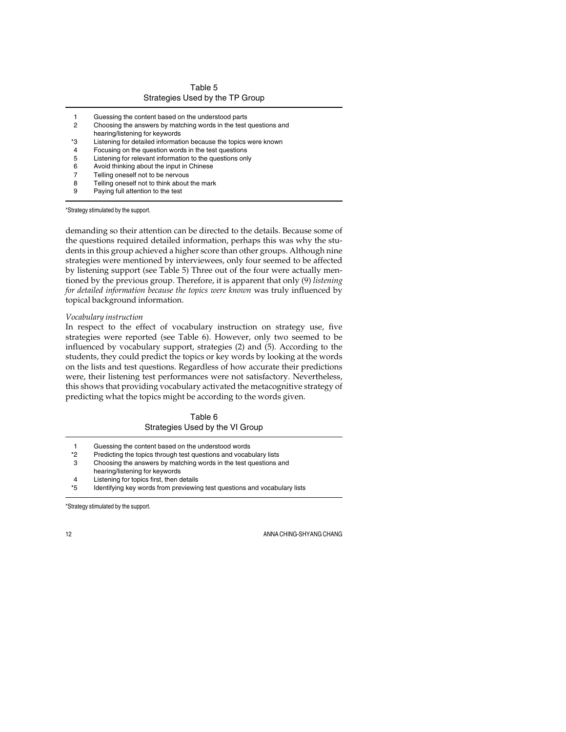Table 5
Strategies Used by the TP Group

| | |
|---|---|
| 1 | Guessing the content based on the understood parts |
| 2 | Choosing the answers by matching words in the test questions and hearing/listening for keywords |
| *3 | Listening for detailed information because the topics were known |
| 4 | Focusing on the question words in the test questions |
| 5 | Listening for relevant information to the questions only |
| 6 | Avoid thinking about the input in Chinese |
| 7 | Telling oneself not to be nervous |
| 8 | Telling oneself not to think about the mark |
| 9 | Paying full attention to the test |

*Strategy stimulated by the support.

demanding so their attention can be directed to the details. Because some of the questions required detailed information, perhaps this was why the students in this group achieved a higher score than other groups. Although nine strategies were mentioned by interviewees, only four seemed to be affected by listening support (see Table 5) Three out of the four were actually mentioned by the previous group. Therefore, it is apparent that only (9) *listening for detailed information because the topics were known* was truly influenced by topical background information.

*Vocabulary instruction*

In respect to the effect of vocabulary instruction on strategy use, five strategies were reported (see Table 6). However, only two seemed to be influenced by vocabulary support, strategies (2) and (5). According to the students, they could predict the topics or key words by looking at the words on the lists and test questions. Regardless of how accurate their predictions were, their listening test performances were not satisfactory. Nevertheless, this shows that providing vocabulary activated the metacognitive strategy of predicting what the topics might be according to the words given.

Table 6
Strategies Used by the VI Group

| | |
|---|---|
| 1 | Guessing the content based on the understood words |
| *2 | Predicting the topics through test questions and vocabulary lists |
| 3 | Choosing the answers by matching words in the test questions and hearing/listening for keywords |
| 4 | Listening for topics first, then details |
| *5 | Identifying key words from previewing test questions and vocabulary lists |

*Strategy stimulated by the support.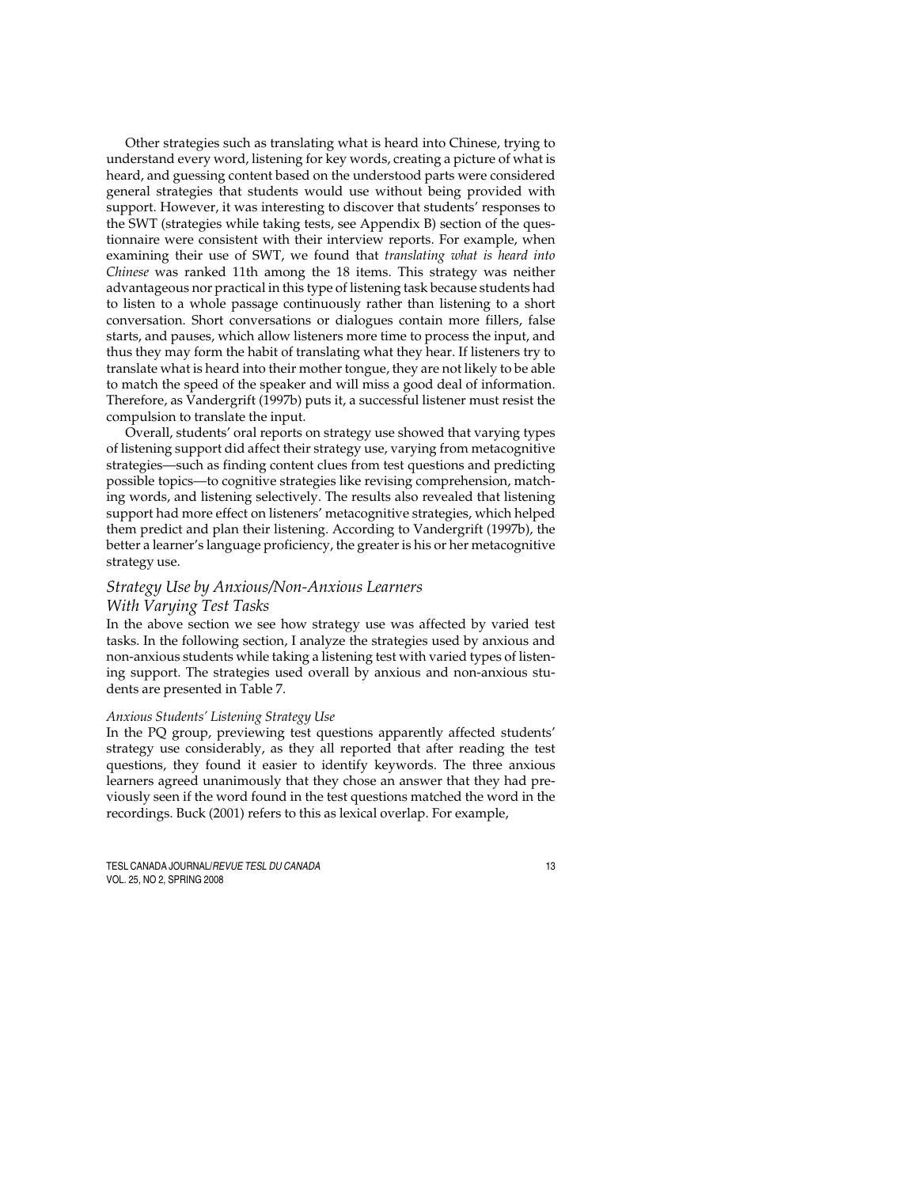Other strategies such as translating what is heard into Chinese, trying to understand every word, listening for key words, creating a picture of what is heard, and guessing content based on the understood parts were considered general strategies that students would use without being provided with support. However, it was interesting to discover that students' responses to the SWT (strategies while taking tests, see Appendix B) section of the questionnaire were consistent with their interview reports. For example, when examining their use of SWT, we found that *translating what is heard into Chinese* was ranked 11th among the 18 items. This strategy was neither advantageous nor practical in this type of listening task because students had to listen to a whole passage continuously rather than listening to a short conversation. Short conversations or dialogues contain more fillers, false starts, and pauses, which allow listeners more time to process the input, and thus they may form the habit of translating what they hear. If listeners try to translate what is heard into their mother tongue, they are not likely to be able to match the speed of the speaker and will miss a good deal of information. Therefore, as Vandergrift (1997b) puts it, a successful listener must resist the compulsion to translate the input.

Overall, students' oral reports on strategy use showed that varying types of listening support did affect their strategy use, varying from metacognitive strategies—such as finding content clues from test questions and predicting possible topics—to cognitive strategies like revising comprehension, matching words, and listening selectively. The results also revealed that listening support had more effect on listeners' metacognitive strategies, which helped them predict and plan their listening. According to Vandergrift (1997b), the better a learner's language proficiency, the greater is his or her metacognitive strategy use.

## *Strategy Use by Anxious/Non-Anxious Learners With Varying Test Tasks*

In the above section we see how strategy use was affected by varied test tasks. In the following section, I analyze the strategies used by anxious and non-anxious students while taking a listening test with varied types of listening support. The strategies used overall by anxious and non-anxious students are presented in Table 7.

### *Anxious Students' Listening Strategy Use*

In the PQ group, previewing test questions apparently affected students' strategy use considerably, as they all reported that after reading the test questions, they found it easier to identify keywords. The three anxious learners agreed unanimously that they chose an answer that they had previously seen if the word found in the test questions matched the word in the recordings. Buck (2001) refers to this as lexical overlap. For example,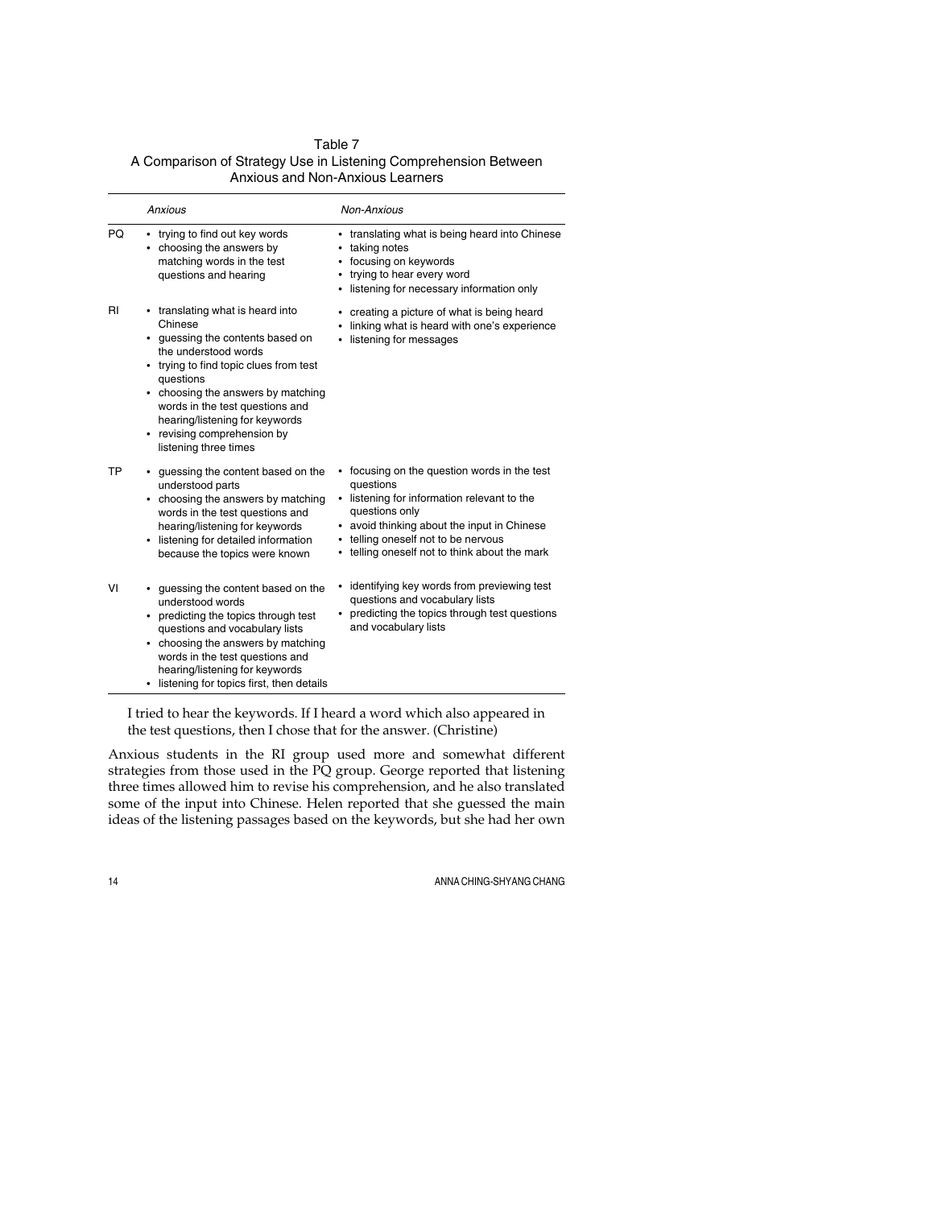Table 7
A Comparison of Strategy Use in Listening Comprehension Between Anxious and Non-Anxious Learners

| | *Anxious* | *Non-Anxious* |
|---|---|---|
| PQ | • trying to find out key words<br>• choosing the answers by matching words in the test questions and hearing | • translating what is being heard into Chinese<br>• taking notes<br>• focusing on keywords<br>• trying to hear every word<br>• listening for necessary information only |
| RI | • translating what is heard into Chinese<br>• guessing the contents based on the understood words<br>• trying to find topic clues from test questions<br>• choosing the answers by matching words in the test questions and hearing/listening for keywords<br>• revising comprehension by listening three times | • creating a picture of what is being heard<br>• linking what is heard with one's experience<br>• listening for messages |
| TP | • guessing the content based on the understood parts<br>• choosing the answers by matching words in the test questions and hearing/listening for keywords<br>• listening for detailed information because the topics were known | • focusing on the question words in the test questions<br>• listening for information relevant to the questions only<br>• avoid thinking about the input in Chinese<br>• telling oneself not to be nervous<br>• telling oneself not to think about the mark |
| VI | • guessing the content based on the understood words<br>• predicting the topics through test questions and vocabulary lists<br>• choosing the answers by matching words in the test questions and hearing/listening for keywords<br>• listening for topics first, then details | • identifying key words from previewing test questions and vocabulary lists<br>• predicting the topics through test questions and vocabulary lists |

> I tried to hear the keywords. If I heard a word which also appeared in the test questions, then I chose that for the answer. (Christine)

Anxious students in the RI group used more and somewhat different strategies from those used in the PQ group. George reported that listening three times allowed him to revise his comprehension, and he also translated some of the input into Chinese. Helen reported that she guessed the main ideas of the listening passages based on the keywords, but she had her own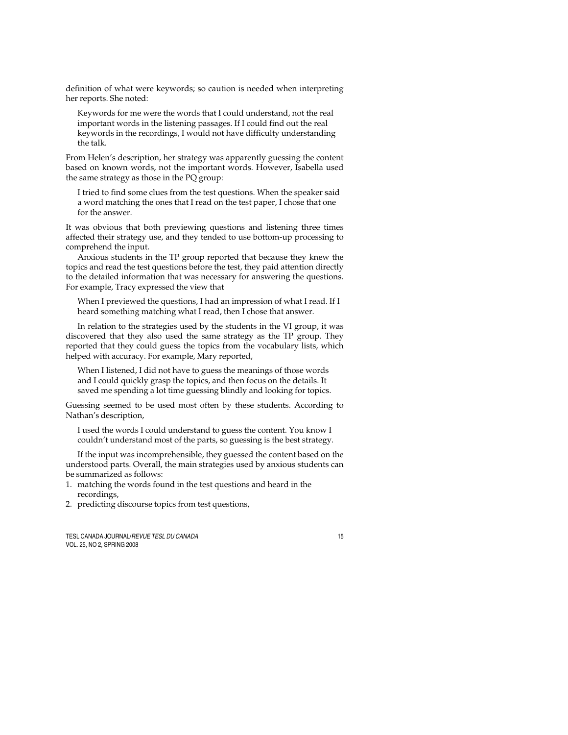definition of what were keywords; so caution is needed when interpreting her reports. She noted:

> Keywords for me were the words that I could understand, not the real important words in the listening passages. If I could find out the real keywords in the recordings, I would not have difficulty understanding the talk.

From Helen's description, her strategy was apparently guessing the content based on known words, not the important words. However, Isabella used the same strategy as those in the PQ group:

> I tried to find some clues from the test questions. When the speaker said a word matching the ones that I read on the test paper, I chose that one for the answer.

It was obvious that both previewing questions and listening three times affected their strategy use, and they tended to use bottom-up processing to comprehend the input.

Anxious students in the TP group reported that because they knew the topics and read the test questions before the test, they paid attention directly to the detailed information that was necessary for answering the questions. For example, Tracy expressed the view that

> When I previewed the questions, I had an impression of what I read. If I heard something matching what I read, then I chose that answer.

In relation to the strategies used by the students in the VI group, it was discovered that they also used the same strategy as the TP group. They reported that they could guess the topics from the vocabulary lists, which helped with accuracy. For example, Mary reported,

> When I listened, I did not have to guess the meanings of those words and I could quickly grasp the topics, and then focus on the details. It saved me spending a lot time guessing blindly and looking for topics.

Guessing seemed to be used most often by these students. According to Nathan's description,

> I used the words I could understand to guess the content. You know I couldn't understand most of the parts, so guessing is the best strategy.

If the input was incomprehensible, they guessed the content based on the understood parts. Overall, the main strategies used by anxious students can be summarized as follows:

1. matching the words found in the test questions and heard in the recordings,
2. predicting discourse topics from test questions,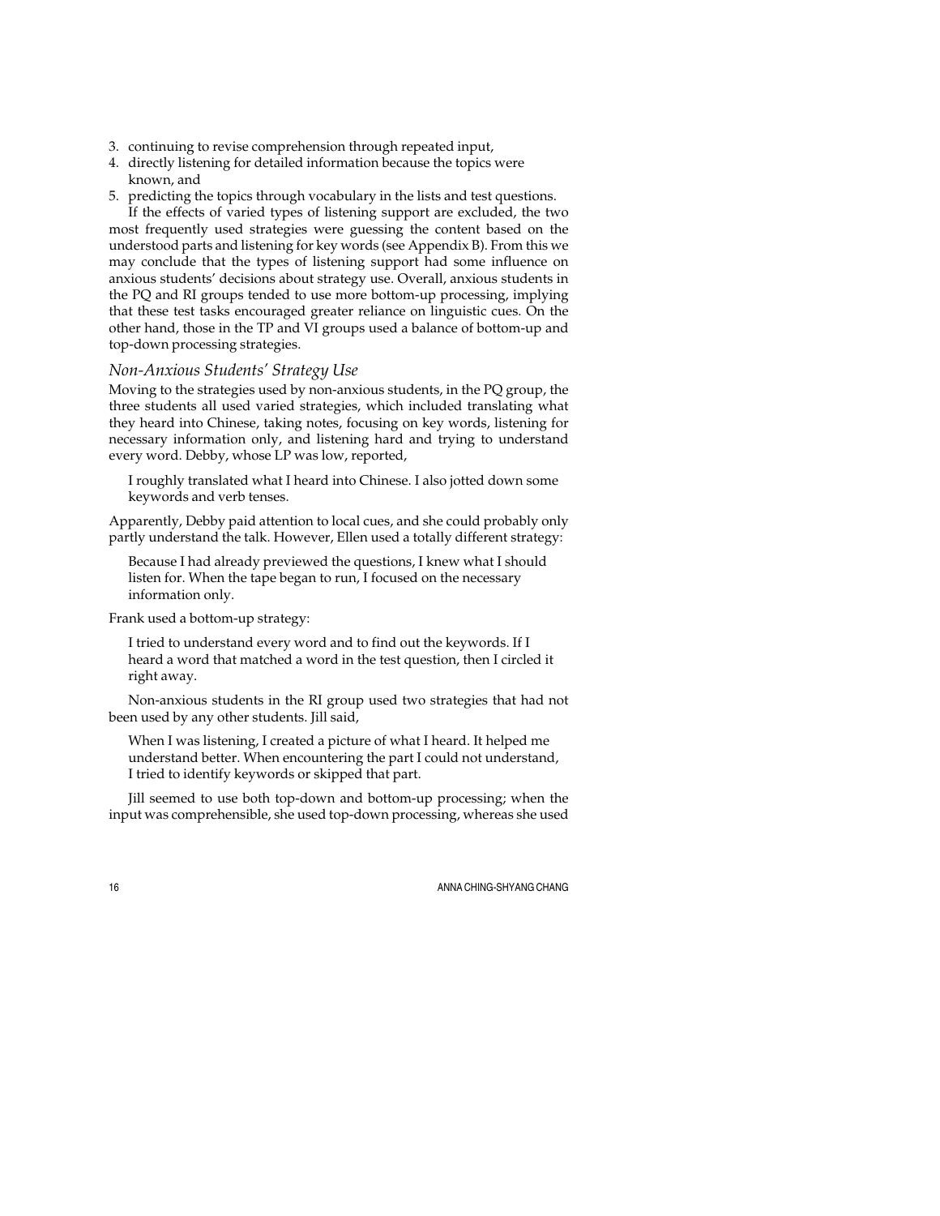3. continuing to revise comprehension through repeated input,
4. directly listening for detailed information because the topics were known, and
5. predicting the topics through vocabulary in the lists and test questions.

If the effects of varied types of listening support are excluded, the two most frequently used strategies were guessing the content based on the understood parts and listening for key words (see Appendix B). From this we may conclude that the types of listening support had some influence on anxious students' decisions about strategy use. Overall, anxious students in the PQ and RI groups tended to use more bottom-up processing, implying that these test tasks encouraged greater reliance on linguistic cues. On the other hand, those in the TP and VI groups used a balance of bottom-up and top-down processing strategies.

### *Non-Anxious Students' Strategy Use*

Moving to the strategies used by non-anxious students, in the PQ group, the three students all used varied strategies, which included translating what they heard into Chinese, taking notes, focusing on key words, listening for necessary information only, and listening hard and trying to understand every word. Debby, whose LP was low, reported,

> I roughly translated what I heard into Chinese. I also jotted down some keywords and verb tenses.

Apparently, Debby paid attention to local cues, and she could probably only partly understand the talk. However, Ellen used a totally different strategy:

> Because I had already previewed the questions, I knew what I should listen for. When the tape began to run, I focused on the necessary information only.

Frank used a bottom-up strategy:

> I tried to understand every word and to find out the keywords. If I heard a word that matched a word in the test question, then I circled it right away.

Non-anxious students in the RI group used two strategies that had not been used by any other students. Jill said,

> When I was listening, I created a picture of what I heard. It helped me understand better. When encountering the part I could not understand, I tried to identify keywords or skipped that part.

Jill seemed to use both top-down and bottom-up processing; when the input was comprehensible, she used top-down processing, whereas she used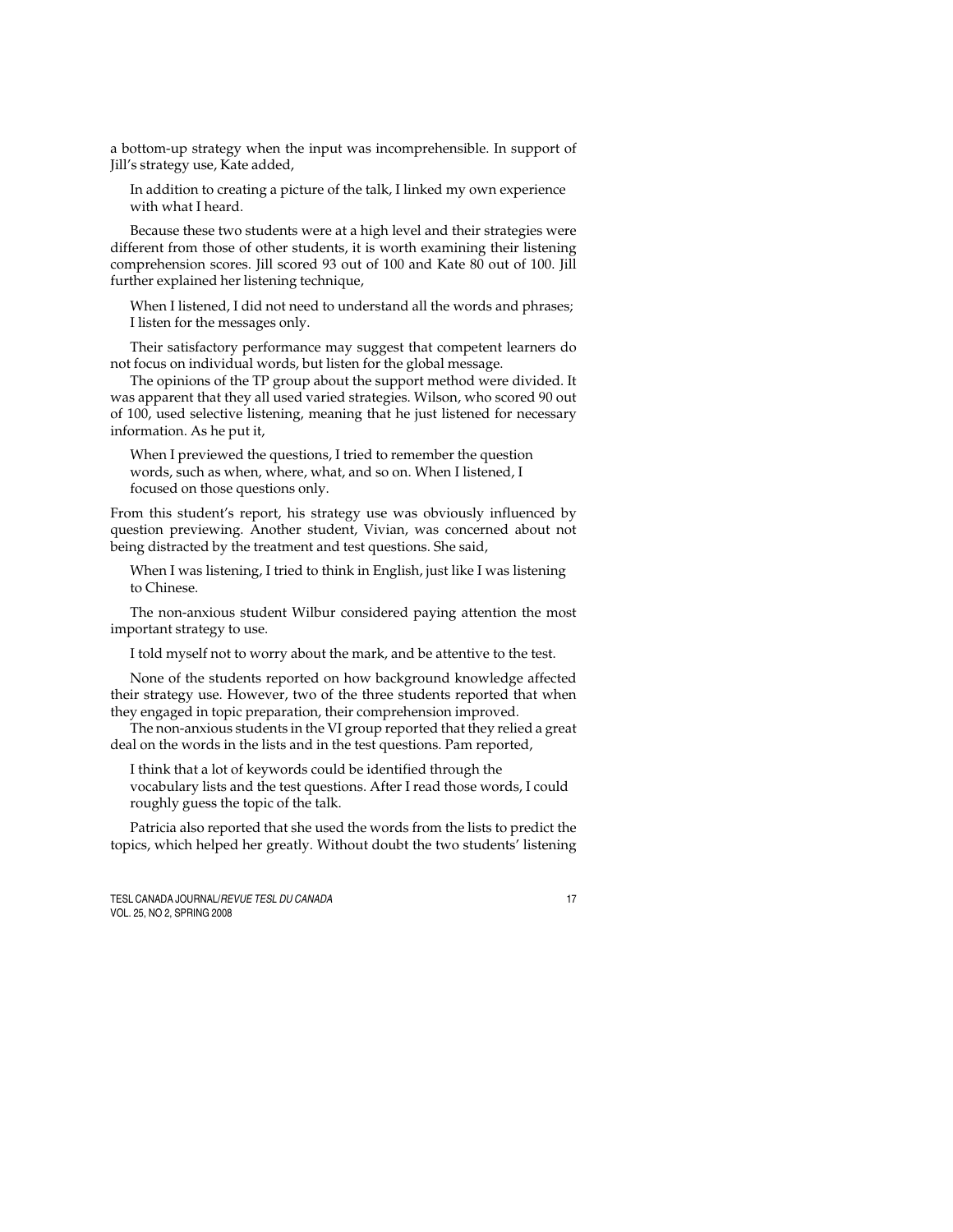a bottom-up strategy when the input was incomprehensible. In support of Jill's strategy use, Kate added,

> In addition to creating a picture of the talk, I linked my own experience with what I heard.

Because these two students were at a high level and their strategies were different from those of other students, it is worth examining their listening comprehension scores. Jill scored 93 out of 100 and Kate 80 out of 100. Jill further explained her listening technique,

> When I listened, I did not need to understand all the words and phrases; I listen for the messages only.

Their satisfactory performance may suggest that competent learners do not focus on individual words, but listen for the global message.

The opinions of the TP group about the support method were divided. It was apparent that they all used varied strategies. Wilson, who scored 90 out of 100, used selective listening, meaning that he just listened for necessary information. As he put it,

> When I previewed the questions, I tried to remember the question words, such as when, where, what, and so on. When I listened, I focused on those questions only.

From this student's report, his strategy use was obviously influenced by question previewing. Another student, Vivian, was concerned about not being distracted by the treatment and test questions. She said,

> When I was listening, I tried to think in English, just like I was listening to Chinese.

The non-anxious student Wilbur considered paying attention the most important strategy to use.

> I told myself not to worry about the mark, and be attentive to the test.

None of the students reported on how background knowledge affected their strategy use. However, two of the three students reported that when they engaged in topic preparation, their comprehension improved.

The non-anxious students in the VI group reported that they relied a great deal on the words in the lists and in the test questions. Pam reported,

> I think that a lot of keywords could be identified through the vocabulary lists and the test questions. After I read those words, I could roughly guess the topic of the talk.

Patricia also reported that she used the words from the lists to predict the topics, which helped her greatly. Without doubt the two students' listening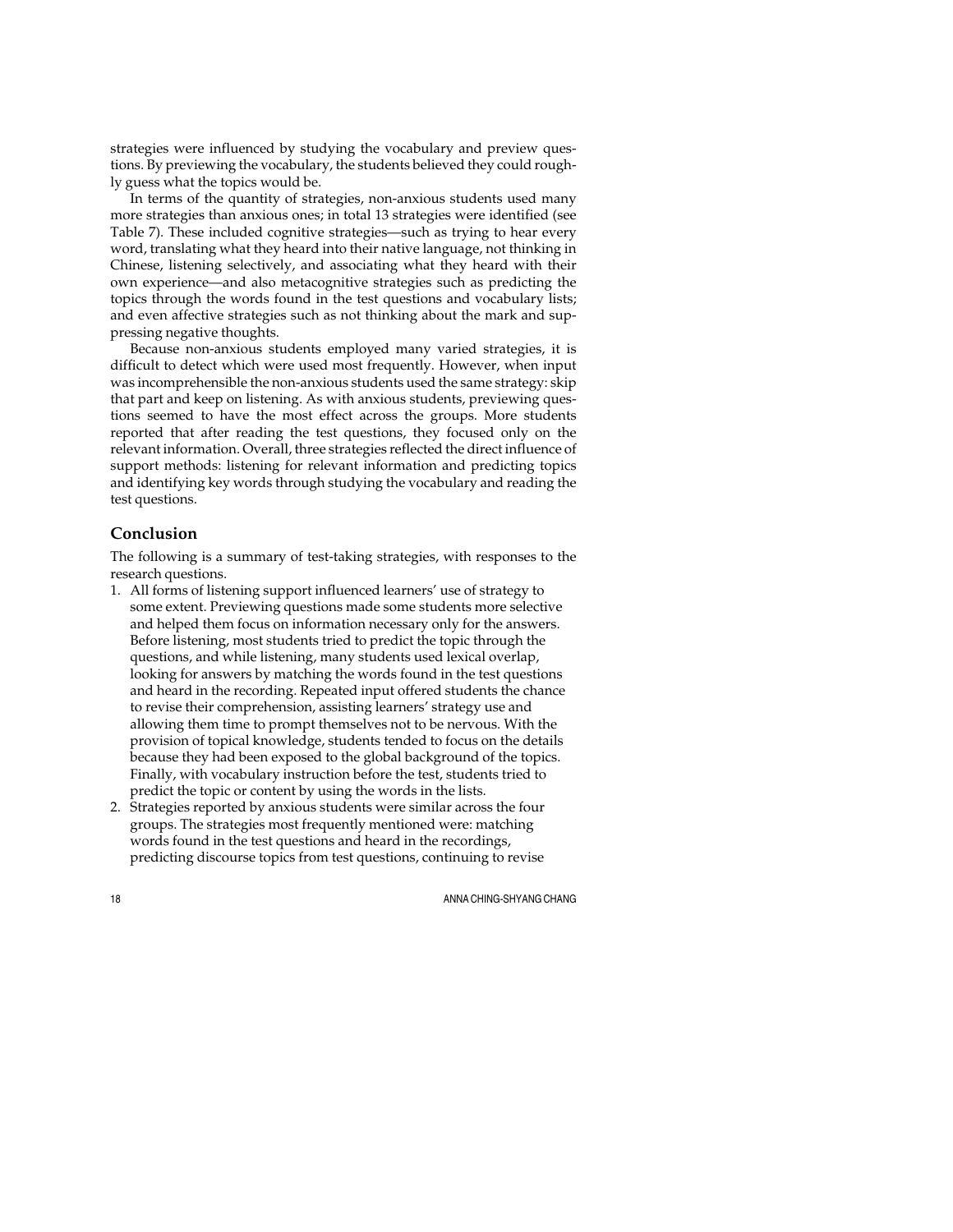strategies were influenced by studying the vocabulary and preview questions. By previewing the vocabulary, the students believed they could roughly guess what the topics would be.

In terms of the quantity of strategies, non-anxious students used many more strategies than anxious ones; in total 13 strategies were identified (see Table 7). These included cognitive strategies—such as trying to hear every word, translating what they heard into their native language, not thinking in Chinese, listening selectively, and associating what they heard with their own experience—and also metacognitive strategies such as predicting the topics through the words found in the test questions and vocabulary lists; and even affective strategies such as not thinking about the mark and suppressing negative thoughts.

Because non-anxious students employed many varied strategies, it is difficult to detect which were used most frequently. However, when input was incomprehensible the non-anxious students used the same strategy: skip that part and keep on listening. As with anxious students, previewing questions seemed to have the most effect across the groups. More students reported that after reading the test questions, they focused only on the relevant information. Overall, three strategies reflected the direct influence of support methods: listening for relevant information and predicting topics and identifying key words through studying the vocabulary and reading the test questions.

## Conclusion

The following is a summary of test-taking strategies, with responses to the research questions.

1. All forms of listening support influenced learners' use of strategy to some extent. Previewing questions made some students more selective and helped them focus on information necessary only for the answers. Before listening, most students tried to predict the topic through the questions, and while listening, many students used lexical overlap, looking for answers by matching the words found in the test questions and heard in the recording. Repeated input offered students the chance to revise their comprehension, assisting learners' strategy use and allowing them time to prompt themselves not to be nervous. With the provision of topical knowledge, students tended to focus on the details because they had been exposed to the global background of the topics. Finally, with vocabulary instruction before the test, students tried to predict the topic or content by using the words in the lists.
2. Strategies reported by anxious students were similar across the four groups. The strategies most frequently mentioned were: matching words found in the test questions and heard in the recordings, predicting discourse topics from test questions, continuing to revise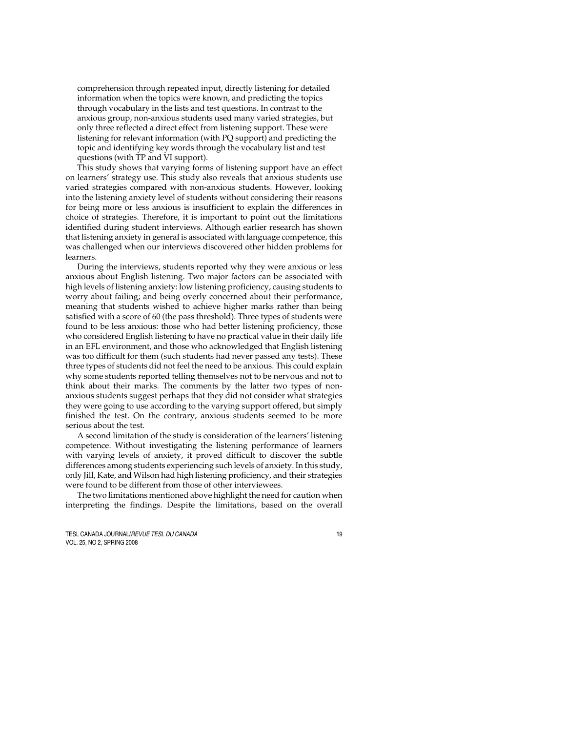comprehension through repeated input, directly listening for detailed information when the topics were known, and predicting the topics through vocabulary in the lists and test questions. In contrast to the anxious group, non-anxious students used many varied strategies, but only three reflected a direct effect from listening support. These were listening for relevant information (with PQ support) and predicting the topic and identifying key words through the vocabulary list and test questions (with TP and VI support).

This study shows that varying forms of listening support have an effect on learners' strategy use. This study also reveals that anxious students use varied strategies compared with non-anxious students. However, looking into the listening anxiety level of students without considering their reasons for being more or less anxious is insufficient to explain the differences in choice of strategies. Therefore, it is important to point out the limitations identified during student interviews. Although earlier research has shown that listening anxiety in general is associated with language competence, this was challenged when our interviews discovered other hidden problems for learners.

During the interviews, students reported why they were anxious or less anxious about English listening. Two major factors can be associated with high levels of listening anxiety: low listening proficiency, causing students to worry about failing; and being overly concerned about their performance, meaning that students wished to achieve higher marks rather than being satisfied with a score of 60 (the pass threshold). Three types of students were found to be less anxious: those who had better listening proficiency, those who considered English listening to have no practical value in their daily life in an EFL environment, and those who acknowledged that English listening was too difficult for them (such students had never passed any tests). These three types of students did not feel the need to be anxious. This could explain why some students reported telling themselves not to be nervous and not to think about their marks. The comments by the latter two types of non-anxious students suggest perhaps that they did not consider what strategies they were going to use according to the varying support offered, but simply finished the test. On the contrary, anxious students seemed to be more serious about the test.

A second limitation of the study is consideration of the learners' listening competence. Without investigating the listening performance of learners with varying levels of anxiety, it proved difficult to discover the subtle differences among students experiencing such levels of anxiety. In this study, only Jill, Kate, and Wilson had high listening proficiency, and their strategies were found to be different from those of other interviewees.

The two limitations mentioned above highlight the need for caution when interpreting the findings. Despite the limitations, based on the overall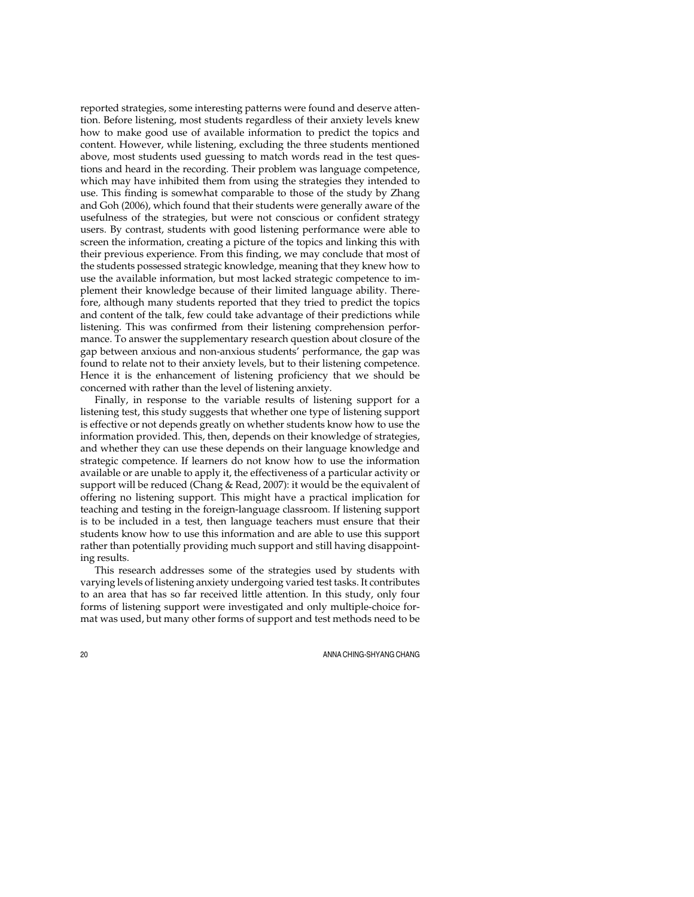reported strategies, some interesting patterns were found and deserve attention. Before listening, most students regardless of their anxiety levels knew how to make good use of available information to predict the topics and content. However, while listening, excluding the three students mentioned above, most students used guessing to match words read in the test questions and heard in the recording. Their problem was language competence, which may have inhibited them from using the strategies they intended to use. This finding is somewhat comparable to those of the study by Zhang and Goh (2006), which found that their students were generally aware of the usefulness of the strategies, but were not conscious or confident strategy users. By contrast, students with good listening performance were able to screen the information, creating a picture of the topics and linking this with their previous experience. From this finding, we may conclude that most of the students possessed strategic knowledge, meaning that they knew how to use the available information, but most lacked strategic competence to implement their knowledge because of their limited language ability. Therefore, although many students reported that they tried to predict the topics and content of the talk, few could take advantage of their predictions while listening. This was confirmed from their listening comprehension performance. To answer the supplementary research question about closure of the gap between anxious and non-anxious students' performance, the gap was found to relate not to their anxiety levels, but to their listening competence. Hence it is the enhancement of listening proficiency that we should be concerned with rather than the level of listening anxiety.

Finally, in response to the variable results of listening support for a listening test, this study suggests that whether one type of listening support is effective or not depends greatly on whether students know how to use the information provided. This, then, depends on their knowledge of strategies, and whether they can use these depends on their language knowledge and strategic competence. If learners do not know how to use the information available or are unable to apply it, the effectiveness of a particular activity or support will be reduced (Chang & Read, 2007): it would be the equivalent of offering no listening support. This might have a practical implication for teaching and testing in the foreign-language classroom. If listening support is to be included in a test, then language teachers must ensure that their students know how to use this information and are able to use this support rather than potentially providing much support and still having disappointing results.

This research addresses some of the strategies used by students with varying levels of listening anxiety undergoing varied test tasks. It contributes to an area that has so far received little attention. In this study, only four forms of listening support were investigated and only multiple-choice format was used, but many other forms of support and test methods need to be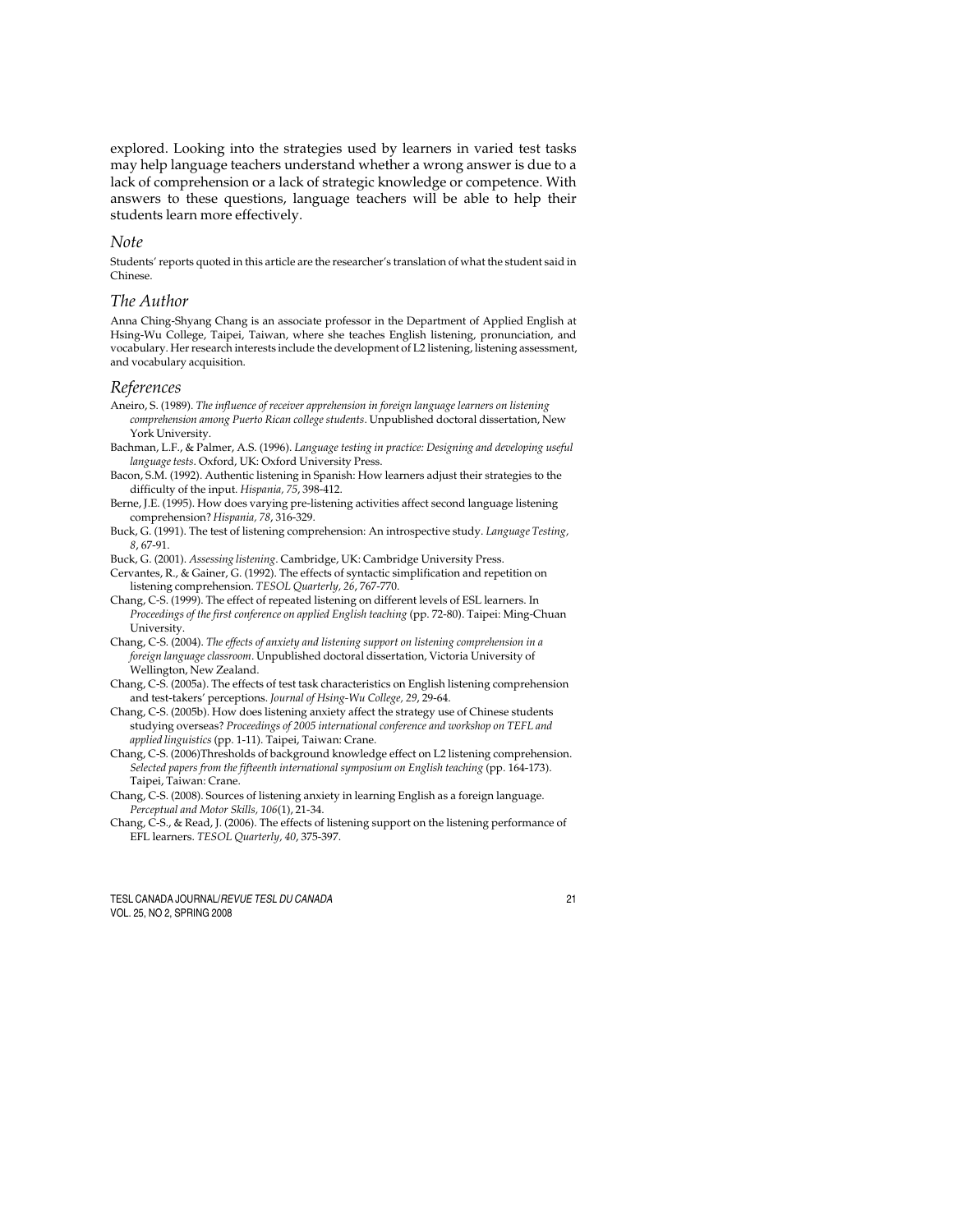explored. Looking into the strategies used by learners in varied test tasks may help language teachers understand whether a wrong answer is due to a lack of comprehension or a lack of strategic knowledge or competence. With answers to these questions, language teachers will be able to help their students learn more effectively.

## *Note*

Students' reports quoted in this article are the researcher's translation of what the student said in Chinese.

## *The Author*

Anna Ching-Shyang Chang is an associate professor in the Department of Applied English at Hsing-Wu College, Taipei, Taiwan, where she teaches English listening, pronunciation, and vocabulary. Her research interests include the development of L2 listening, listening assessment, and vocabulary acquisition.

## *References*

Aneiro, S. (1989). *The influence of receiver apprehension in foreign language learners on listening comprehension among Puerto Rican college students*. Unpublished doctoral dissertation, New York University.

Bachman, L.F., & Palmer, A.S. (1996). *Language testing in practice: Designing and developing useful language tests*. Oxford, UK: Oxford University Press.

Bacon, S.M. (1992). Authentic listening in Spanish: How learners adjust their strategies to the difficulty of the input. *Hispania, 75*, 398-412.

Berne, J.E. (1995). How does varying pre-listening activities affect second language listening comprehension? *Hispania, 78*, 316-329.

Buck, G. (1991). The test of listening comprehension: An introspective study. *Language Testing, 8*, 67-91.

Buck, G. (2001). *Assessing listening*. Cambridge, UK: Cambridge University Press.

Cervantes, R., & Gainer, G. (1992). The effects of syntactic simplification and repetition on listening comprehension. *TESOL Quarterly, 26*, 767-770.

Chang, C-S. (1999). The effect of repeated listening on different levels of ESL learners. In *Proceedings of the first conference on applied English teaching* (pp. 72-80). Taipei: Ming-Chuan University.

Chang, C-S. (2004). *The effects of anxiety and listening support on listening comprehension in a foreign language classroom*. Unpublished doctoral dissertation, Victoria University of Wellington, New Zealand.

Chang, C-S. (2005a). The effects of test task characteristics on English listening comprehension and test-takers' perceptions. *Journal of Hsing-Wu College, 29*, 29-64.

Chang, C-S. (2005b). How does listening anxiety affect the strategy use of Chinese students studying overseas? *Proceedings of 2005 international conference and workshop on TEFL and applied linguistics* (pp. 1-11). Taipei, Taiwan: Crane.

Chang, C-S. (2006)Thresholds of background knowledge effect on L2 listening comprehension. *Selected papers from the fifteenth international symposium on English teaching* (pp. 164-173). Taipei, Taiwan: Crane.

Chang, C-S. (2008). Sources of listening anxiety in learning English as a foreign language. *Perceptual and Motor Skills, 106*(1), 21-34.

Chang, C-S., & Read, J. (2006). The effects of listening support on the listening performance of EFL learners. *TESOL Quarterly, 40*, 375-397.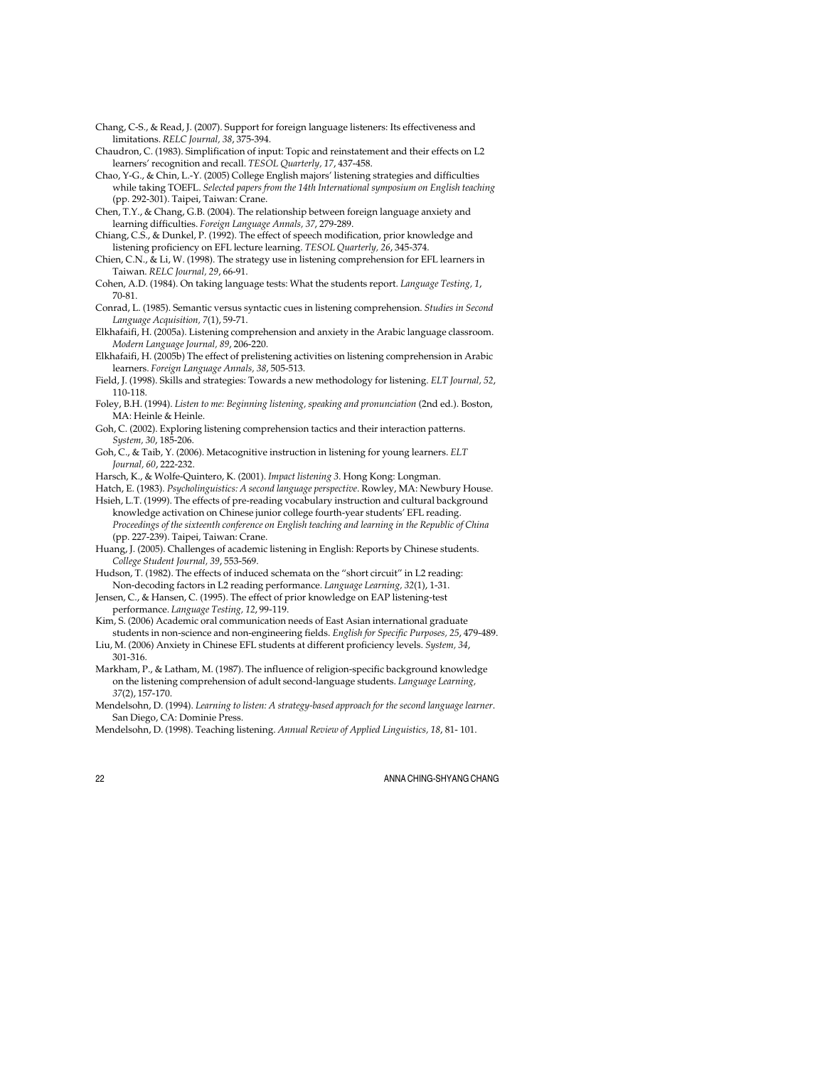Chang, C-S., & Read, J. (2007). Support for foreign language listeners: Its effectiveness and limitations. *RELC Journal, 38*, 375-394.

Chaudron, C. (1983). Simplification of input: Topic and reinstatement and their effects on L2 learners' recognition and recall. *TESOL Quarterly, 17*, 437-458.

Chao, Y-G., & Chin, L.-Y. (2005) College English majors' listening strategies and difficulties while taking TOEFL. *Selected papers from the 14th International symposium on English teaching* (pp. 292-301). Taipei, Taiwan: Crane.

Chen, T.Y., & Chang, G.B. (2004). The relationship between foreign language anxiety and learning difficulties. *Foreign Language Annals, 37*, 279-289.

Chiang, C.S., & Dunkel, P. (1992). The effect of speech modification, prior knowledge and listening proficiency on EFL lecture learning. *TESOL Quarterly, 26*, 345-374.

Chien, C.N., & Li, W. (1998). The strategy use in listening comprehension for EFL learners in Taiwan. *RELC Journal, 29*, 66-91.

Cohen, A.D. (1984). On taking language tests: What the students report. *Language Testing, 1*, 70-81.

Conrad, L. (1985). Semantic versus syntactic cues in listening comprehension. *Studies in Second Language Acquisition, 7*(1), 59-71.

Elkhafaifi, H. (2005a). Listening comprehension and anxiety in the Arabic language classroom. *Modern Language Journal, 89*, 206-220.

Elkhafaifi, H. (2005b) The effect of prelistening activities on listening comprehension in Arabic learners. *Foreign Language Annals, 38*, 505-513.

Field, J. (1998). Skills and strategies: Towards a new methodology for listening. *ELT Journal, 52*, 110-118.

Foley, B.H. (1994). *Listen to me: Beginning listening, speaking and pronunciation* (2nd ed.). Boston, MA: Heinle & Heinle.

Goh, C. (2002). Exploring listening comprehension tactics and their interaction patterns. *System, 30*, 185-206.

Goh, C., & Taib, Y. (2006). Metacognitive instruction in listening for young learners. *ELT Journal, 60*, 222-232.

Harsch, K., & Wolfe-Quintero, K. (2001). *Impact listening 3*. Hong Kong: Longman.

Hatch, E. (1983). *Psycholinguistics: A second language perspective*. Rowley, MA: Newbury House.

Hsieh, L.T. (1999). The effects of pre-reading vocabulary instruction and cultural background knowledge activation on Chinese junior college fourth-year students' EFL reading. *Proceedings of the sixteenth conference on English teaching and learning in the Republic of China* (pp. 227-239). Taipei, Taiwan: Crane.

Huang, J. (2005). Challenges of academic listening in English: Reports by Chinese students. *College Student Journal, 39*, 553-569.

Hudson, T. (1982). The effects of induced schemata on the "short circuit" in L2 reading: Non-decoding factors in L2 reading performance. *Language Learning, 32*(1), 1-31.

Jensen, C., & Hansen, C. (1995). The effect of prior knowledge on EAP listening-test performance. *Language Testing, 12*, 99-119.

Kim, S. (2006) Academic oral communication needs of East Asian international graduate students in non-science and non-engineering fields. *English for Specific Purposes, 25*, 479-489.

Liu, M. (2006) Anxiety in Chinese EFL students at different proficiency levels. *System, 34*, 301-316.

Markham, P., & Latham, M. (1987). The influence of religion-specific background knowledge on the listening comprehension of adult second-language students. *Language Learning, 37*(2), 157-170.

Mendelsohn, D. (1994). *Learning to listen: A strategy-based approach for the second language learner*. San Diego, CA: Dominie Press.

Mendelsohn, D. (1998). Teaching listening. *Annual Review of Applied Linguistics, 18*, 81- 101.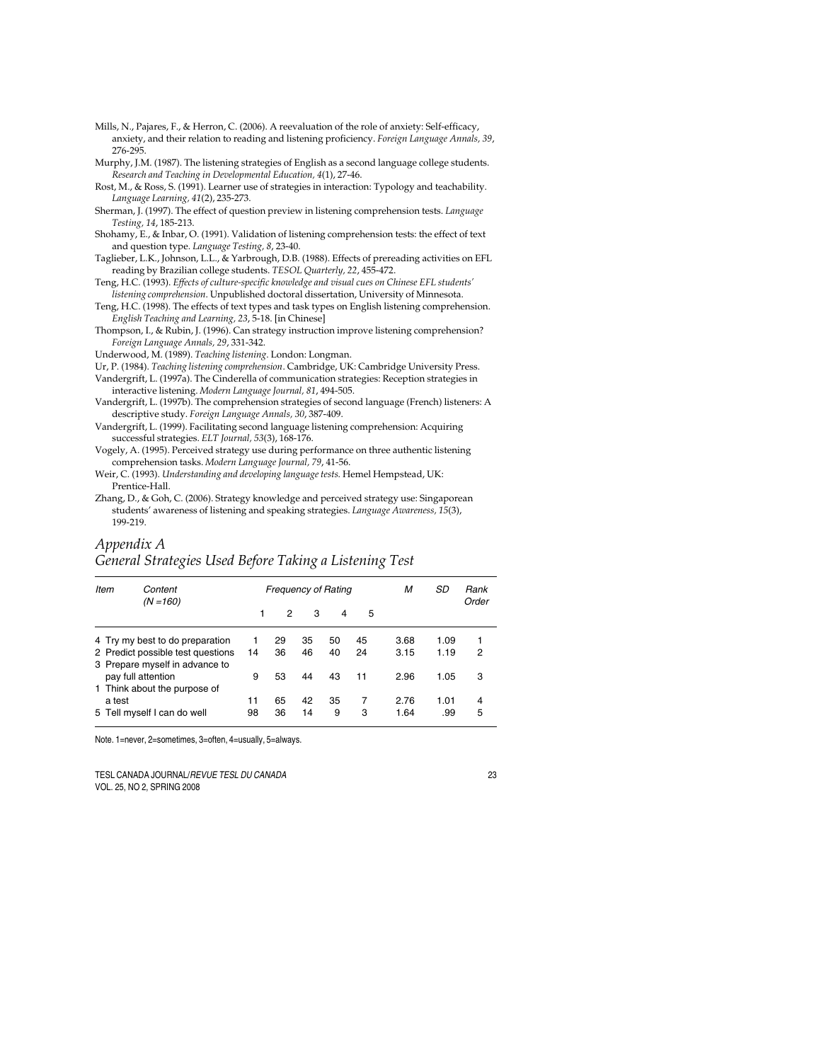Mills, N., Pajares, F., & Herron, C. (2006). A reevaluation of the role of anxiety: Self-efficacy, anxiety, and their relation to reading and listening proficiency. *Foreign Language Annals, 39*, 276-295.

Murphy, J.M. (1987). The listening strategies of English as a second language college students. *Research and Teaching in Developmental Education, 4*(1), 27-46.

Rost, M., & Ross, S. (1991). Learner use of strategies in interaction: Typology and teachability. *Language Learning, 41*(2), 235-273.

Sherman, J. (1997). The effect of question preview in listening comprehension tests. *Language Testing, 14*, 185-213.

Shohamy, E., & Inbar, O. (1991). Validation of listening comprehension tests: the effect of text and question type. *Language Testing, 8*, 23-40.

Taglieber, L.K., Johnson, L.L., & Yarbrough, D.B. (1988). Effects of prereading activities on EFL reading by Brazilian college students. *TESOL Quarterly, 22*, 455-472.

Teng, H.C. (1993). *Effects of culture-specific knowledge and visual cues on Chinese EFL students' listening comprehension*. Unpublished doctoral dissertation, University of Minnesota.

Teng, H.C. (1998). The effects of text types and task types on English listening comprehension. *English Teaching and Learning, 23*, 5-18. [in Chinese]

Thompson, I., & Rubin, J. (1996). Can strategy instruction improve listening comprehension? *Foreign Language Annals, 29*, 331-342.

Underwood, M. (1989). *Teaching listening*. London: Longman.

Ur, P. (1984). *Teaching listening comprehension*. Cambridge, UK: Cambridge University Press.

Vandergrift, L. (1997a). The Cinderella of communication strategies: Reception strategies in interactive listening. *Modern Language Journal, 81*, 494-505.

Vandergrift, L. (1997b). The comprehension strategies of second language (French) listeners: A descriptive study. *Foreign Language Annals, 30*, 387-409.

Vandergrift, L. (1999). Facilitating second language listening comprehension: Acquiring successful strategies. *ELT Journal, 53*(3), 168-176.

Vogely, A. (1995). Perceived strategy use during performance on three authentic listening comprehension tasks. *Modern Language Journal, 79*, 41-56.

Weir, C. (1993). *Understanding and developing language tests*. Hemel Hempstead, UK: Prentice-Hall.

Zhang, D., & Goh, C. (2006). Strategy knowledge and perceived strategy use: Singaporean students' awareness of listening and speaking strategies. *Language Awareness, 15*(3), 199-219.

## *Appendix A*
## *General Strategies Used Before Taking a Listening Test*

| Item | Content (N =160) | Frequency of Rating | | | | | M | SD | Rank Order |
|---|---|---|---|---|---|---|---|---|---|
| | | 1 | 2 | 3 | 4 | 5 | | | |
| 4 | Try my best to do preparation | 1 | 29 | 35 | 50 | 45 | 3.68 | 1.09 | 1 |
| 2 | Predict possible test questions | 14 | 36 | 46 | 40 | 24 | 3.15 | 1.19 | 2 |
| 3 | Prepare myself in advance to pay full attention | 9 | 53 | 44 | 43 | 11 | 2.96 | 1.05 | 3 |
| 1 | Think about the purpose of a test | 11 | 65 | 42 | 35 | 7 | 2.76 | 1.01 | 4 |
| 5 | Tell myself I can do well | 98 | 36 | 14 | 9 | 3 | 1.64 | .99 | 5 |

Note. 1=never, 2=sometimes, 3=often, 4=usually, 5=always.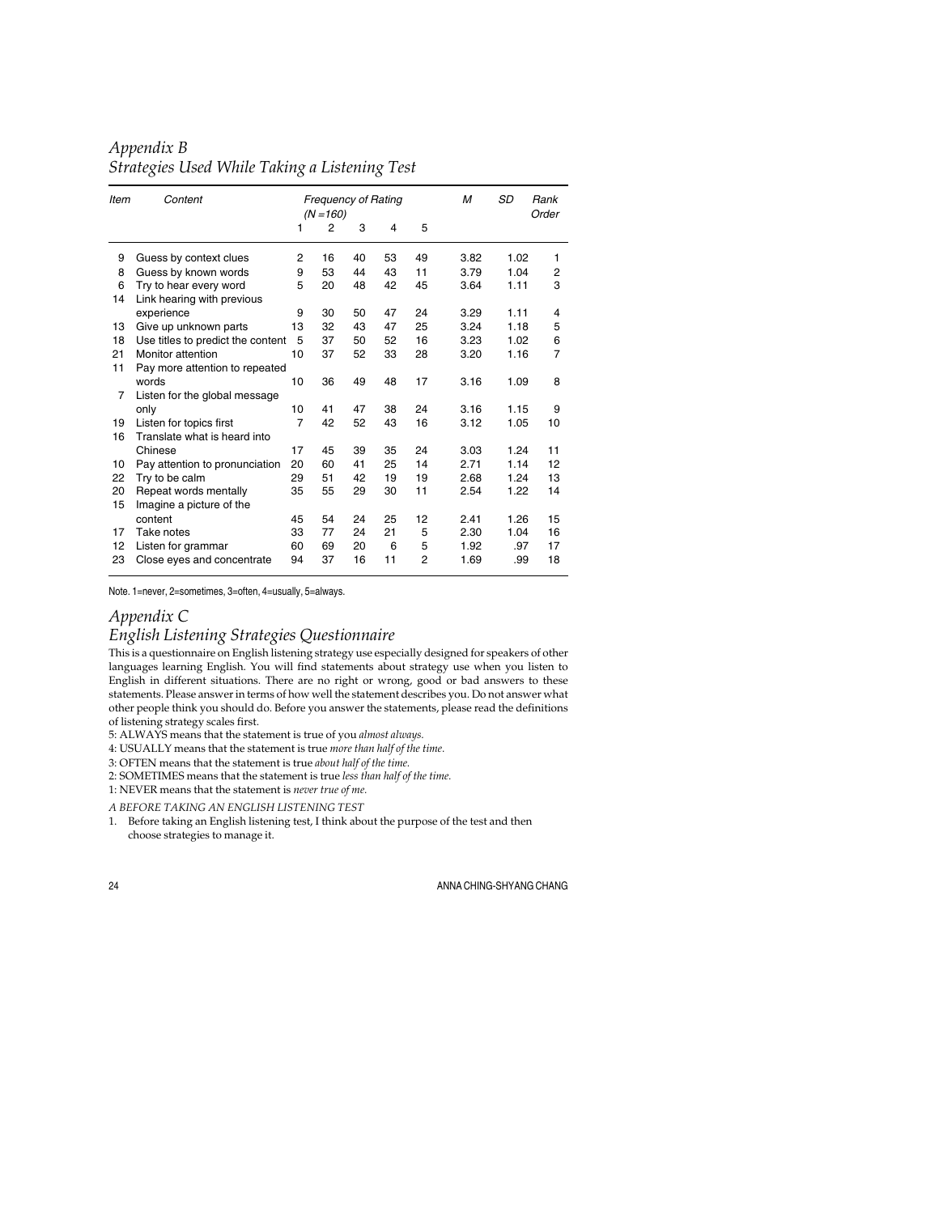## *Appendix B*
## *Strategies Used While Taking a Listening Test*

| *Item* | *Content* | *Frequency of Rating (N = 160)* | | | | | *M* | *SD* | *Rank Order* |
|---|---|---|---|---|---|---|---|---|---|
| | | 1 | 2 | 3 | 4 | 5 | | | |
| 9 | Guess by context clues | 2 | 16 | 40 | 53 | 49 | 3.82 | 1.02 | 1 |
| 8 | Guess by known words | 9 | 53 | 44 | 43 | 11 | 3.79 | 1.04 | 2 |
| 6 | Try to hear every word | 5 | 20 | 48 | 42 | 45 | 3.64 | 1.11 | 3 |
| 14 | Link hearing with previous experience | 9 | 30 | 50 | 47 | 24 | 3.29 | 1.11 | 4 |
| 13 | Give up unknown parts | 13 | 32 | 43 | 47 | 25 | 3.24 | 1.18 | 5 |
| 18 | Use titles to predict the content | 5 | 37 | 50 | 52 | 16 | 3.23 | 1.02 | 6 |
| 21 | Monitor attention | 10 | 37 | 52 | 33 | 28 | 3.20 | 1.16 | 7 |
| 11 | Pay more attention to repeated words | 10 | 36 | 49 | 48 | 17 | 3.16 | 1.09 | 8 |
| 7 | Listen for the global message only | 10 | 41 | 47 | 38 | 24 | 3.16 | 1.15 | 9 |
| 19 | Listen for topics first | 7 | 42 | 52 | 43 | 16 | 3.12 | 1.05 | 10 |
| 16 | Translate what is heard into Chinese | 17 | 45 | 39 | 35 | 24 | 3.03 | 1.24 | 11 |
| 10 | Pay attention to pronunciation | 20 | 60 | 41 | 25 | 14 | 2.71 | 1.14 | 12 |
| 22 | Try to be calm | 29 | 51 | 42 | 19 | 19 | 2.68 | 1.24 | 13 |
| 20 | Repeat words mentally | 35 | 55 | 29 | 30 | 11 | 2.54 | 1.22 | 14 |
| 15 | Imagine a picture of the content | 45 | 54 | 24 | 25 | 12 | 2.41 | 1.26 | 15 |
| 17 | Take notes | 33 | 77 | 24 | 21 | 5 | 2.30 | 1.04 | 16 |
| 12 | Listen for grammar | 60 | 69 | 20 | 6 | 5 | 1.92 | .97 | 17 |
| 23 | Close eyes and concentrate | 94 | 37 | 16 | 11 | 2 | 1.69 | .99 | 18 |

Note. 1=never, 2=sometimes, 3=often, 4=usually, 5=always.

## *Appendix C*
## *English Listening Strategies Questionnaire*

This is a questionnaire on English listening strategy use especially designed for speakers of other languages learning English. You will find statements about strategy use when you listen to English in different situations. There are no right or wrong, good or bad answers to these statements. Please answer in terms of how well the statement describes you. Do not answer what other people think you should do. Before you answer the statements, please read the definitions of listening strategy scales first.

5: ALWAYS means that the statement is true of you *almost always.*

4: USUALLY means that the statement is true *more than half of the time.*

3: OFTEN means that the statement is true *about half of the time.*

2: SOMETIMES means that the statement is true *less than half of the time.*

1: NEVER means that the statement is *never true of me.*

*A BEFORE TAKING AN ENGLISH LISTENING TEST*

1. Before taking an English listening test, I think about the purpose of the test and then choose strategies to manage it.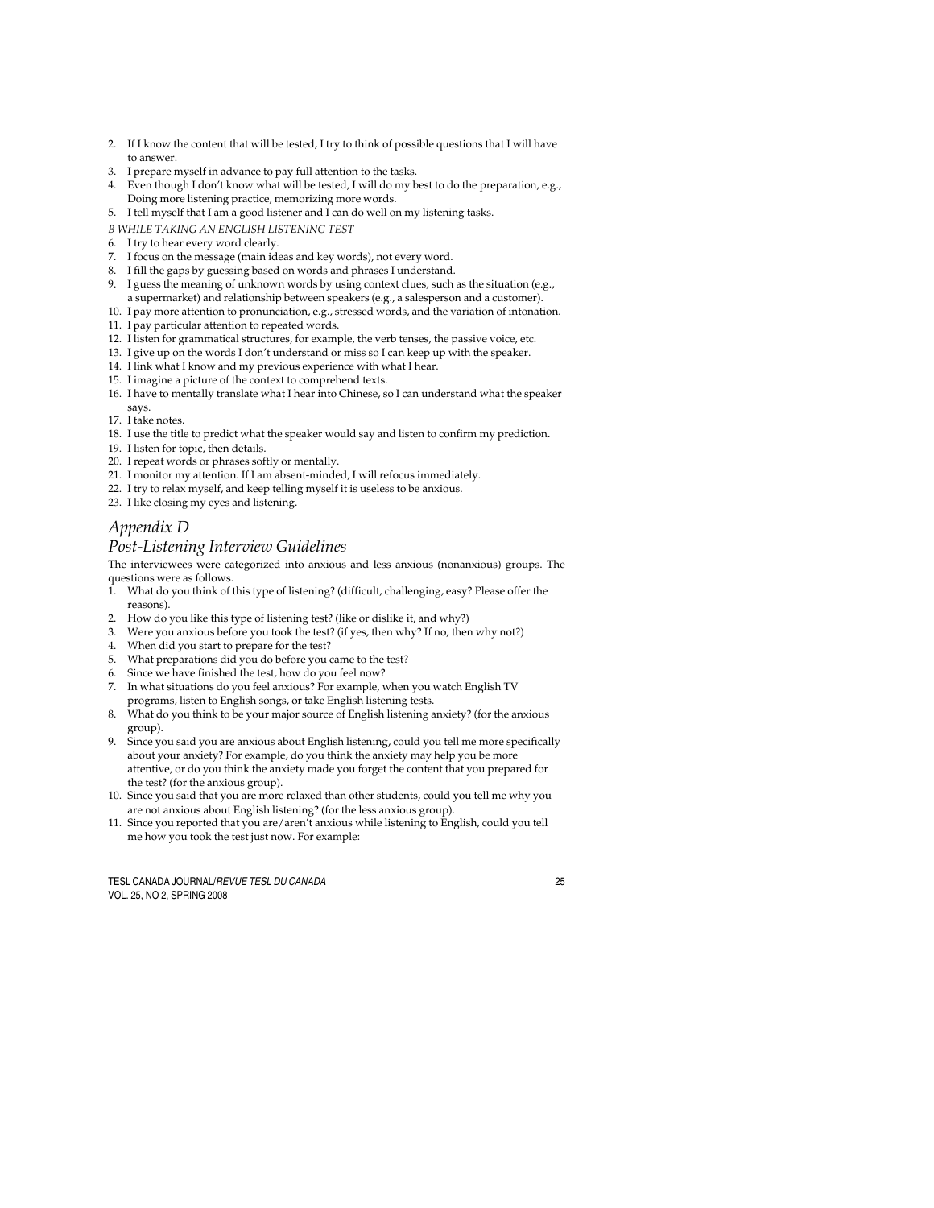2. If I know the content that will be tested, I try to think of possible questions that I will have to answer.
3. I prepare myself in advance to pay full attention to the tasks.
4. Even though I don't know what will be tested, I will do my best to do the preparation, e.g., Doing more listening practice, memorizing more words.
5. I tell myself that I am a good listener and I can do well on my listening tasks.

*B WHILE TAKING AN ENGLISH LISTENING TEST*

6. I try to hear every word clearly.
7. I focus on the message (main ideas and key words), not every word.
8. I fill the gaps by guessing based on words and phrases I understand.
9. I guess the meaning of unknown words by using context clues, such as the situation (e.g., a supermarket) and relationship between speakers (e.g., a salesperson and a customer).
10. I pay more attention to pronunciation, e.g., stressed words, and the variation of intonation.
11. I pay particular attention to repeated words.
12. I listen for grammatical structures, for example, the verb tenses, the passive voice, etc.
13. I give up on the words I don't understand or miss so I can keep up with the speaker.
14. I link what I know and my previous experience with what I hear.
15. I imagine a picture of the context to comprehend texts.
16. I have to mentally translate what I hear into Chinese, so I can understand what the speaker says.
17. I take notes.
18. I use the title to predict what the speaker would say and listen to confirm my prediction.
19. I listen for topic, then details.
20. I repeat words or phrases softly or mentally.
21. I monitor my attention. If I am absent-minded, I will refocus immediately.
22. I try to relax myself, and keep telling myself it is useless to be anxious.
23. I like closing my eyes and listening.

## *Appendix D*

## *Post-Listening Interview Guidelines*

The interviewees were categorized into anxious and less anxious (nonanxious) groups. The questions were as follows.

1. What do you think of this type of listening? (difficult, challenging, easy? Please offer the reasons).
2. How do you like this type of listening test? (like or dislike it, and why?)
3. Were you anxious before you took the test? (if yes, then why? If no, then why not?)
4. When did you start to prepare for the test?
5. What preparations did you do before you came to the test?
6. Since we have finished the test, how do you feel now?
7. In what situations do you feel anxious? For example, when you watch English TV programs, listen to English songs, or take English listening tests.
8. What do you think to be your major source of English listening anxiety? (for the anxious group).
9. Since you said you are anxious about English listening, could you tell me more specifically about your anxiety? For example, do you think the anxiety may help you be more attentive, or do you think the anxiety made you forget the content that you prepared for the test? (for the anxious group).
10. Since you said that you are more relaxed than other students, could you tell me why you are not anxious about English listening? (for the less anxious group).
11. Since you reported that you are/aren't anxious while listening to English, could you tell me how you took the test just now. For example: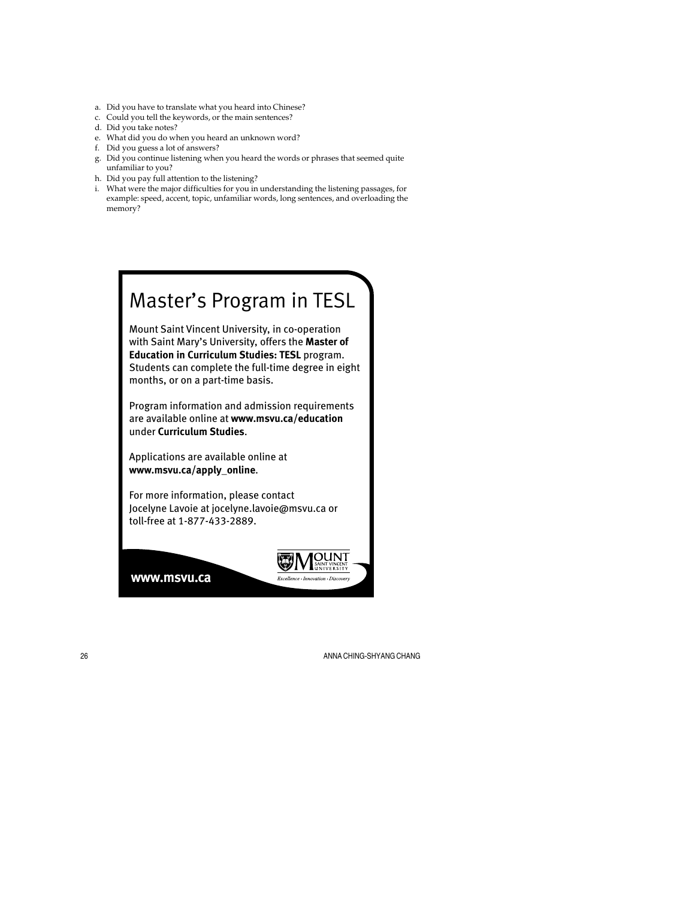a. Did you have to translate what you heard into Chinese?
c. Could you tell the keywords, or the main sentences?
d. Did you take notes?
e. What did you do when you heard an unknown word?
f. Did you guess a lot of answers?
g. Did you continue listening when you heard the words or phrases that seemed quite unfamiliar to you?
h. Did you pay full attention to the listening?
i. What were the major difficulties for you in understanding the listening passages, for example: speed, accent, topic, unfamiliar words, long sentences, and overloading the memory?

# Master's Program in TESL

Mount Saint Vincent University, in co-operation with Saint Mary's University, offers the **Master of Education in Curriculum Studies: TESL** program. Students can complete the full-time degree in eight months, or on a part-time basis.

Program information and admission requirements are available online at **www.msvu.ca/education** under **Curriculum Studies**.

Applications are available online at **www.msvu.ca/apply_online**.

For more information, please contact Jocelyne Lavoie at jocelyne.lavoie@msvu.ca or toll-free at 1-877-433-2889.

**www.msvu.ca**

MOUNT SAINT VINCENT UNIVERSITY

*Excellence · Innovation · Discovery*